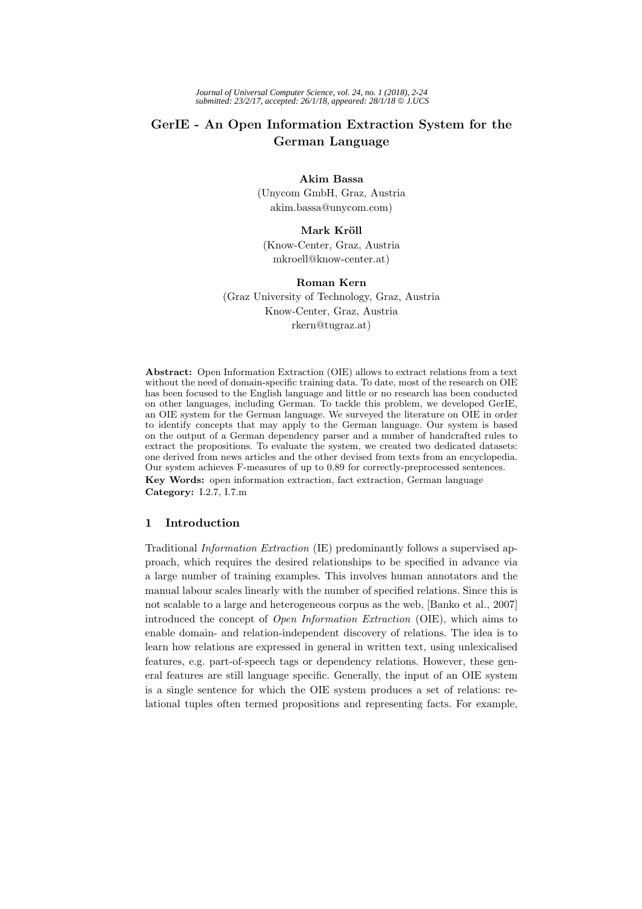*Journal of Universal Computer Science, vol. 24, no. 1 (2018), 2-24*
*submitted: 23/2/17, accepted: 26/1/18, appeared: 28/1/18 © J.UCS*

# GerIE - An Open Information Extraction System for the German Language

**Akim Bassa**
(Unycom GmbH, Graz, Austria
akim.bassa@unycom.com)

**Mark Kröll**
(Know-Center, Graz, Austria
mkroell@know-center.at)

**Roman Kern**
(Graz University of Technology, Graz, Austria
Know-Center, Graz, Austria
rkern@tugraz.at)

**Abstract:** Open Information Extraction (OIE) allows to extract relations from a text without the need of domain-specific training data. To date, most of the research on OIE has been focused to the English language and little or no research has been conducted on other languages, including German. To tackle this problem, we developed GerIE, an OIE system for the German language. We surveyed the literature on OIE in order to identify concepts that may apply to the German language. Our system is based on the output of a German dependency parser and a number of handcrafted rules to extract the propositions. To evaluate the system, we created two dedicated datasets: one derived from news articles and the other devised from texts from an encyclopedia. Our system achieves F-measures of up to 0.89 for correctly-preprocessed sentences.

**Key Words:** open information extraction, fact extraction, German language

**Category:** I.2.7, I.7.m

## 1 Introduction

Traditional *Information Extraction* (IE) predominantly follows a supervised approach, which requires the desired relationships to be specified in advance via a large number of training examples. This involves human annotators and the manual labour scales linearly with the number of specified relations. Since this is not scalable to a large and heterogeneous corpus as the web, [Banko et al., 2007] introduced the concept of *Open Information Extraction* (OIE), which aims to enable domain- and relation-independent discovery of relations. The idea is to learn how relations are expressed in general in written text, using unlexicalised features, e.g. part-of-speech tags or dependency relations. However, these general features are still language specific. Generally, the input of an OIE system is a single sentence for which the OIE system produces a set of relations: relational tuples often termed propositions and representing facts. For example,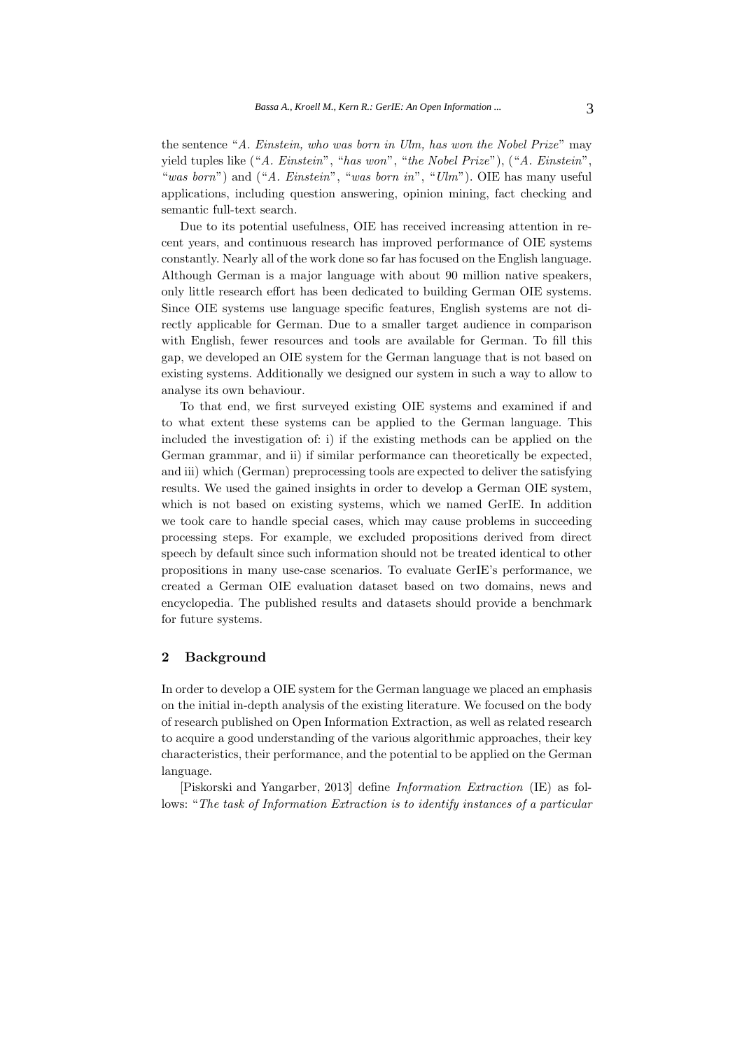the sentence "*A. Einstein, who was born in Ulm, has won the Nobel Prize*" may yield tuples like ("*A. Einstein*", "*has won*", "*the Nobel Prize*"), ("*A. Einstein*", "*was born*") and ("*A. Einstein*", "*was born in*", "*Ulm*"). OIE has many useful applications, including question answering, opinion mining, fact checking and semantic full-text search.

Due to its potential usefulness, OIE has received increasing attention in recent years, and continuous research has improved performance of OIE systems constantly. Nearly all of the work done so far has focused on the English language. Although German is a major language with about 90 million native speakers, only little research effort has been dedicated to building German OIE systems. Since OIE systems use language specific features, English systems are not directly applicable for German. Due to a smaller target audience in comparison with English, fewer resources and tools are available for German. To fill this gap, we developed an OIE system for the German language that is not based on existing systems. Additionally we designed our system in such a way to allow to analyse its own behaviour.

To that end, we first surveyed existing OIE systems and examined if and to what extent these systems can be applied to the German language. This included the investigation of: i) if the existing methods can be applied on the German grammar, and ii) if similar performance can theoretically be expected, and iii) which (German) preprocessing tools are expected to deliver the satisfying results. We used the gained insights in order to develop a German OIE system, which is not based on existing systems, which we named GerIE. In addition we took care to handle special cases, which may cause problems in succeeding processing steps. For example, we excluded propositions derived from direct speech by default since such information should not be treated identical to other propositions in many use-case scenarios. To evaluate GerIE's performance, we created a German OIE evaluation dataset based on two domains, news and encyclopedia. The published results and datasets should provide a benchmark for future systems.

## 2 Background

In order to develop a OIE system for the German language we placed an emphasis on the initial in-depth analysis of the existing literature. We focused on the body of research published on Open Information Extraction, as well as related research to acquire a good understanding of the various algorithmic approaches, their key characteristics, their performance, and the potential to be applied on the German language.

[Piskorski and Yangarber, 2013] define *Information Extraction* (IE) as follows: "*The task of Information Extraction is to identify instances of a particular*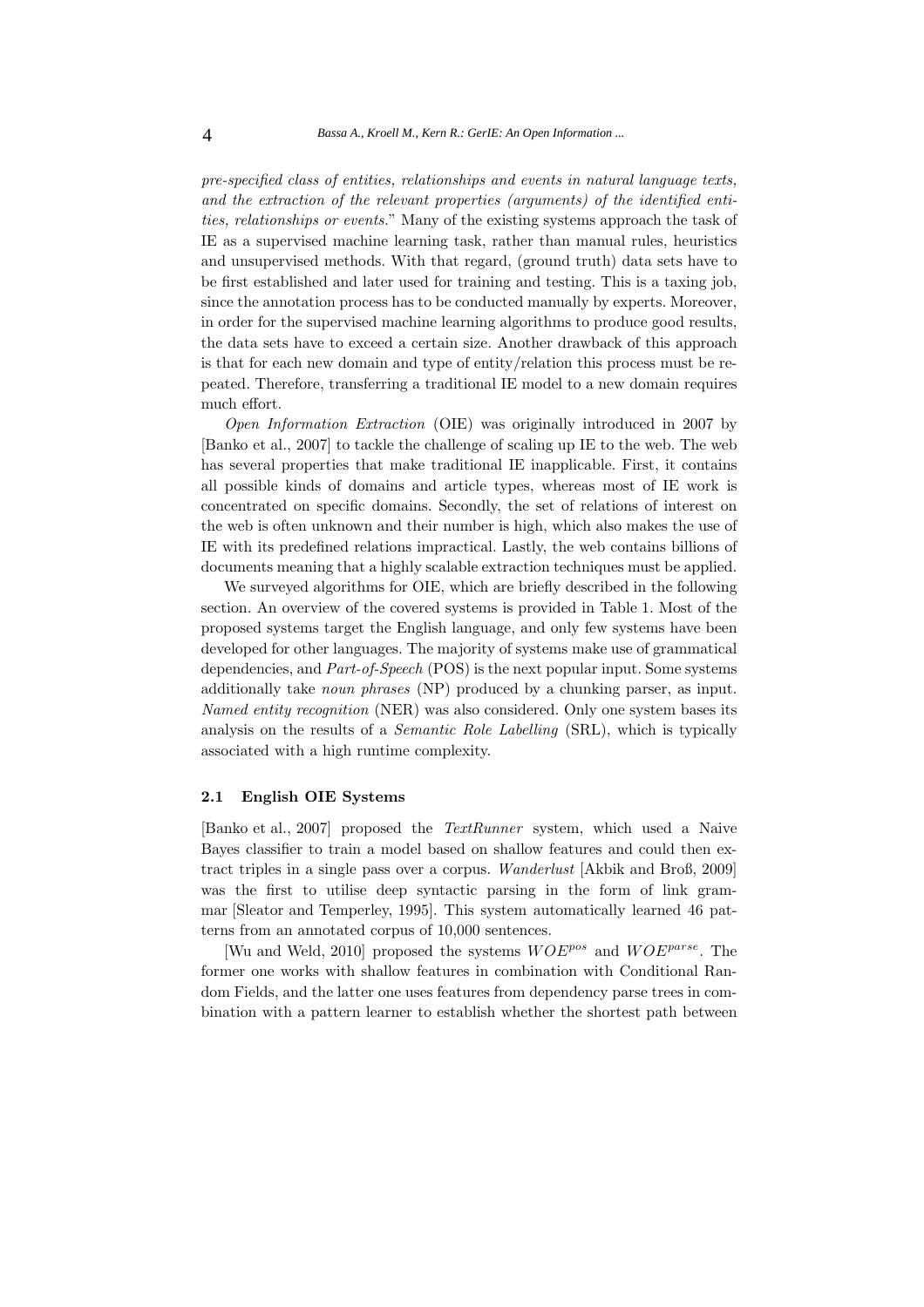*pre-specified class of entities, relationships and events in natural language texts, and the extraction of the relevant properties (arguments) of the identified entities, relationships or events.*" Many of the existing systems approach the task of IE as a supervised machine learning task, rather than manual rules, heuristics and unsupervised methods. With that regard, (ground truth) data sets have to be first established and later used for training and testing. This is a taxing job, since the annotation process has to be conducted manually by experts. Moreover, in order for the supervised machine learning algorithms to produce good results, the data sets have to exceed a certain size. Another drawback of this approach is that for each new domain and type of entity/relation this process must be repeated. Therefore, transferring a traditional IE model to a new domain requires much effort.

*Open Information Extraction* (OIE) was originally introduced in 2007 by [Banko et al., 2007] to tackle the challenge of scaling up IE to the web. The web has several properties that make traditional IE inapplicable. First, it contains all possible kinds of domains and article types, whereas most of IE work is concentrated on specific domains. Secondly, the set of relations of interest on the web is often unknown and their number is high, which also makes the use of IE with its predefined relations impractical. Lastly, the web contains billions of documents meaning that a highly scalable extraction techniques must be applied.

We surveyed algorithms for OIE, which are briefly described in the following section. An overview of the covered systems is provided in Table 1. Most of the proposed systems target the English language, and only few systems have been developed for other languages. The majority of systems make use of grammatical dependencies, and *Part-of-Speech* (POS) is the next popular input. Some systems additionally take *noun phrases* (NP) produced by a chunking parser, as input. *Named entity recognition* (NER) was also considered. Only one system bases its analysis on the results of a *Semantic Role Labelling* (SRL), which is typically associated with a high runtime complexity.

### 2.1 English OIE Systems

[Banko et al., 2007] proposed the *TextRunner* system, which used a Naive Bayes classifier to train a model based on shallow features and could then extract triples in a single pass over a corpus. *Wanderlust* [Akbik and Broß, 2009] was the first to utilise deep syntactic parsing in the form of link grammar [Sleator and Temperley, 1995]. This system automatically learned 46 patterns from an annotated corpus of 10,000 sentences.

[Wu and Weld, 2010] proposed the systems $WOE^{pos}$ and $WOE^{parse}$. The former one works with shallow features in combination with Conditional Random Fields, and the latter one uses features from dependency parse trees in combination with a pattern learner to establish whether the shortest path between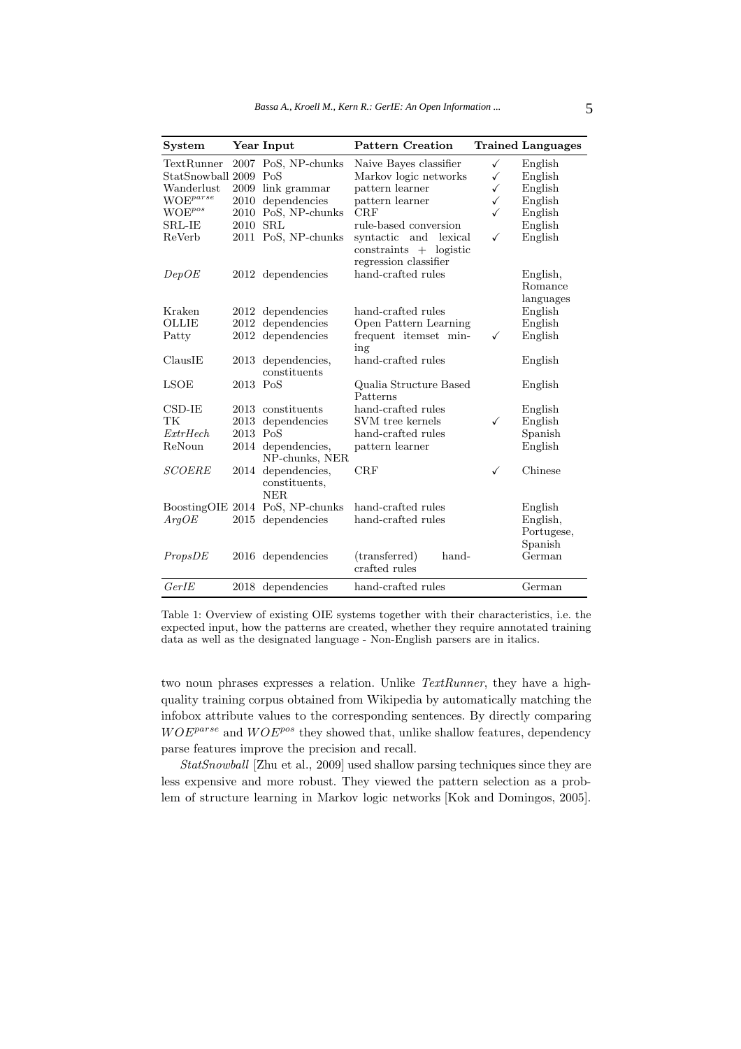| System | Year | Input | Pattern Creation | Trained | Languages |
|---|---|---|---|---|---|
| TextRunner | 2007 | PoS, NP-chunks | Naive Bayes classifier | ✓ | English |
| StatSnowball | 2009 | PoS | Markov logic networks | ✓ | English |
| Wanderlust | 2009 | link grammar | pattern learner | ✓ | English |
| WOE$^{parse}$ | 2010 | dependencies | pattern learner | ✓ | English |
| WOE$^{pos}$ | 2010 | PoS, NP-chunks | CRF | ✓ | English |
| SRL-IE | 2010 | SRL | rule-based conversion | | English |
| ReVerb | 2011 | PoS, NP-chunks | syntactic and lexical constraints + logistic regression classifier | ✓ | English |
| *DepOE* | 2012 | dependencies | hand-crafted rules | | English, Romance languages |
| Kraken | 2012 | dependencies | hand-crafted rules | | English |
| OLLIE | 2012 | dependencies | Open Pattern Learning | | English |
| Patty | 2012 | dependencies | frequent itemset mining | ✓ | English |
| ClausIE | 2013 | dependencies, constituents | hand-crafted rules | | English |
| LSOE | 2013 | PoS | Qualia Structure Based Patterns | | English |
| CSD-IE | 2013 | constituents | hand-crafted rules | | English |
| TK | 2013 | dependencies | SVM tree kernels | ✓ | English |
| *ExtrHech* | 2013 | PoS | hand-crafted rules | | Spanish |
| ReNoun | 2014 | dependencies, NP-chunks, NER | pattern learner | | English |
| *SCOERE* | 2014 | dependencies, constituents, NER | CRF | ✓ | Chinese |
| BoostingOIE | 2014 | PoS, NP-chunks | hand-crafted rules | | English |
| *ArgOE* | 2015 | dependencies | hand-crafted rules | | English, Portugese, Spanish |
| *PropsDE* | 2016 | dependencies | (transferred) hand-crafted rules | | German |
| *GerIE* | 2018 | dependencies | hand-crafted rules | | German |

Table 1: Overview of existing OIE systems together with their characteristics, i.e. the expected input, how the patterns are created, whether they require annotated training data as well as the designated language - Non-English parsers are in italics.

two noun phrases expresses a relation. Unlike *TextRunner*, they have a high-quality training corpus obtained from Wikipedia by automatically matching the infobox attribute values to the corresponding sentences. By directly comparing $WOE^{parse}$ and $WOE^{pos}$ they showed that, unlike shallow features, dependency parse features improve the precision and recall.

*StatSnowball* [Zhu et al., 2009] used shallow parsing techniques since they are less expensive and more robust. They viewed the pattern selection as a problem of structure learning in Markov logic networks [Kok and Domingos, 2005].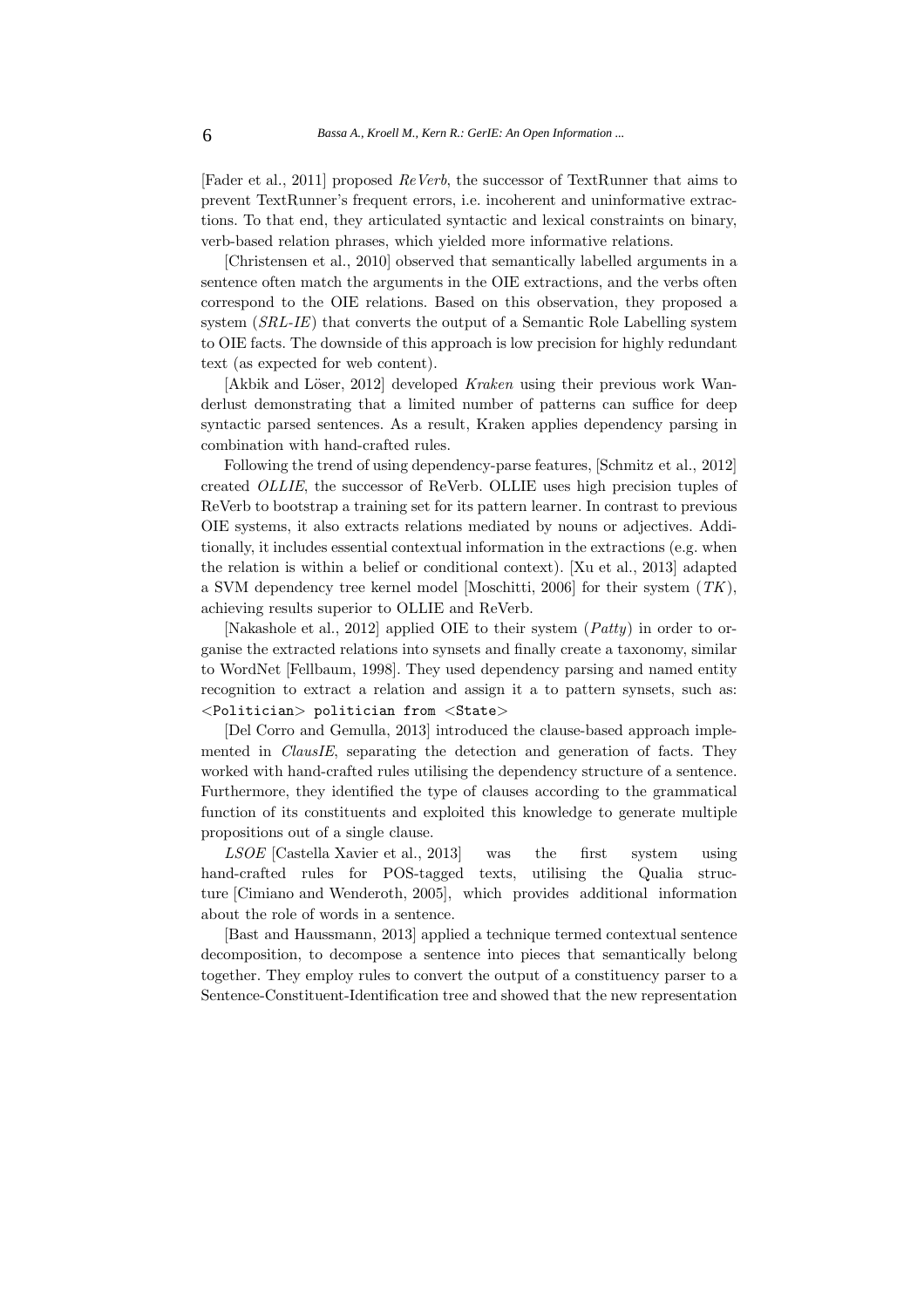[Fader et al., 2011] proposed *ReVerb*, the successor of TextRunner that aims to prevent TextRunner's frequent errors, i.e. incoherent and uninformative extractions. To that end, they articulated syntactic and lexical constraints on binary, verb-based relation phrases, which yielded more informative relations.

[Christensen et al., 2010] observed that semantically labelled arguments in a sentence often match the arguments in the OIE extractions, and the verbs often correspond to the OIE relations. Based on this observation, they proposed a system (*SRL-IE*) that converts the output of a Semantic Role Labelling system to OIE facts. The downside of this approach is low precision for highly redundant text (as expected for web content).

[Akbik and Löser, 2012] developed *Kraken* using their previous work Wanderlust demonstrating that a limited number of patterns can suffice for deep syntactic parsed sentences. As a result, Kraken applies dependency parsing in combination with hand-crafted rules.

Following the trend of using dependency-parse features, [Schmitz et al., 2012] created *OLLIE*, the successor of ReVerb. OLLIE uses high precision tuples of ReVerb to bootstrap a training set for its pattern learner. In contrast to previous OIE systems, it also extracts relations mediated by nouns or adjectives. Additionally, it includes essential contextual information in the extractions (e.g. when the relation is within a belief or conditional context). [Xu et al., 2013] adapted a SVM dependency tree kernel model [Moschitti, 2006] for their system (*TK*), achieving results superior to OLLIE and ReVerb.

[Nakashole et al., 2012] applied OIE to their system (*Patty*) in order to organise the extracted relations into synsets and finally create a taxonomy, similar to WordNet [Fellbaum, 1998]. They used dependency parsing and named entity recognition to extract a relation and assign it a to pattern synsets, such as: `<Politician> politician from <State>`

[Del Corro and Gemulla, 2013] introduced the clause-based approach implemented in *ClausIE*, separating the detection and generation of facts. They worked with hand-crafted rules utilising the dependency structure of a sentence. Furthermore, they identified the type of clauses according to the grammatical function of its constituents and exploited this knowledge to generate multiple propositions out of a single clause.

*LSOE* [Castella Xavier et al., 2013] was the first system using hand-crafted rules for POS-tagged texts, utilising the Qualia structure [Cimiano and Wenderoth, 2005], which provides additional information about the role of words in a sentence.

[Bast and Haussmann, 2013] applied a technique termed contextual sentence decomposition, to decompose a sentence into pieces that semantically belong together. They employ rules to convert the output of a constituency parser to a Sentence-Constituent-Identification tree and showed that the new representation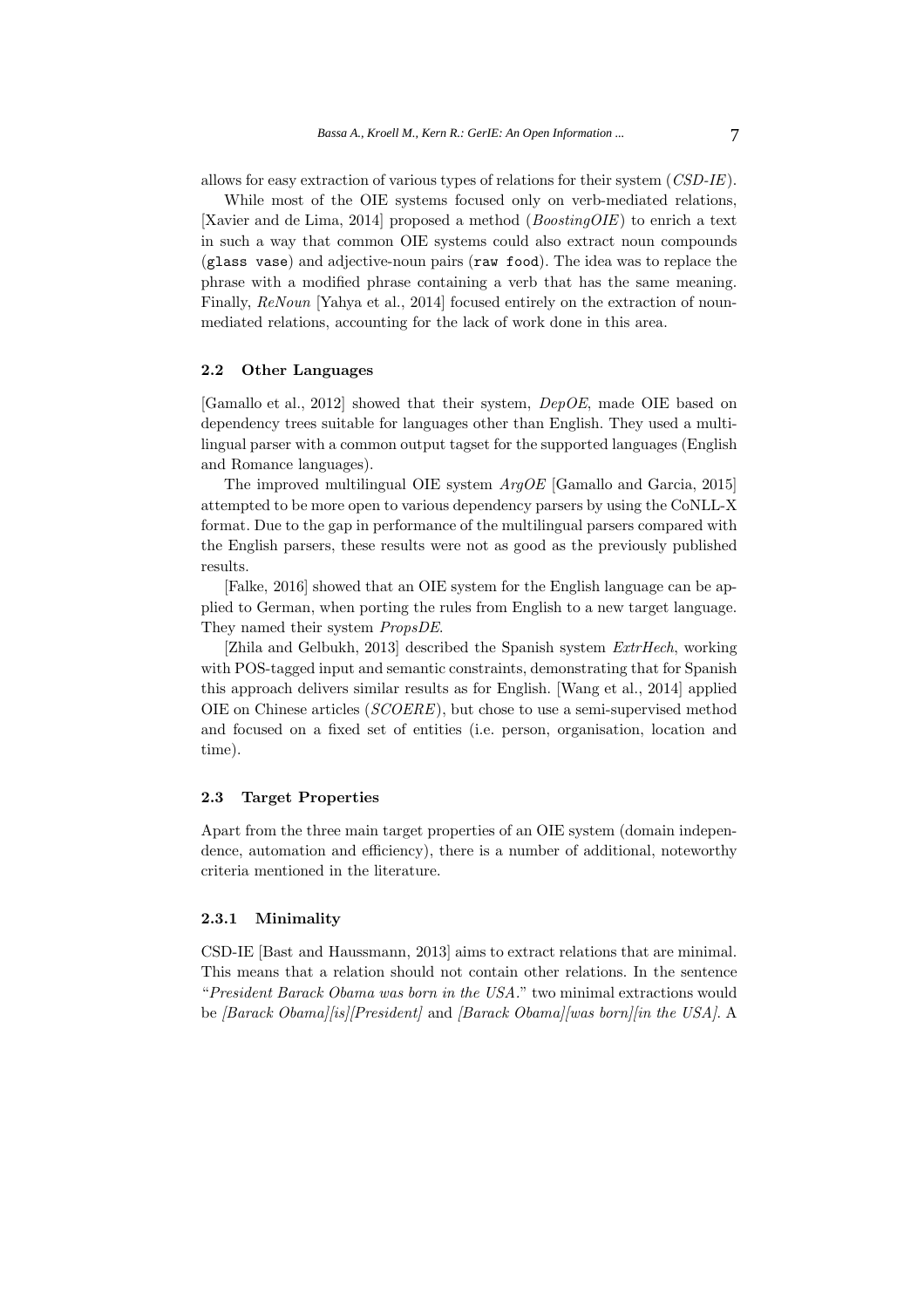allows for easy extraction of various types of relations for their system (*CSD-IE*).

While most of the OIE systems focused only on verb-mediated relations, [Xavier and de Lima, 2014] proposed a method (*BoostingOIE*) to enrich a text in such a way that common OIE systems could also extract noun compounds (`glass vase`) and adjective-noun pairs (`raw food`). The idea was to replace the phrase with a modified phrase containing a verb that has the same meaning. Finally, *ReNoun* [Yahya et al., 2014] focused entirely on the extraction of noun-mediated relations, accounting for the lack of work done in this area.

### 2.2 Other Languages

[Gamallo et al., 2012] showed that their system, *DepOE*, made OIE based on dependency trees suitable for languages other than English. They used a multilingual parser with a common output tagset for the supported languages (English and Romance languages).

The improved multilingual OIE system *ArgOE* [Gamallo and Garcia, 2015] attempted to be more open to various dependency parsers by using the CoNLL-X format. Due to the gap in performance of the multilingual parsers compared with the English parsers, these results were not as good as the previously published results.

[Falke, 2016] showed that an OIE system for the English language can be applied to German, when porting the rules from English to a new target language. They named their system *PropsDE*.

[Zhila and Gelbukh, 2013] described the Spanish system *ExtrHech*, working with POS-tagged input and semantic constraints, demonstrating that for Spanish this approach delivers similar results as for English. [Wang et al., 2014] applied OIE on Chinese articles (*SCOERE*), but chose to use a semi-supervised method and focused on a fixed set of entities (i.e. person, organisation, location and time).

### 2.3 Target Properties

Apart from the three main target properties of an OIE system (domain independence, automation and efficiency), there is a number of additional, noteworthy criteria mentioned in the literature.

#### 2.3.1 Minimality

CSD-IE [Bast and Haussmann, 2013] aims to extract relations that are minimal. This means that a relation should not contain other relations. In the sentence "*President Barack Obama was born in the USA.*" two minimal extractions would be *[Barack Obama][is][President]* and *[Barack Obama][was born][in the USA]*. A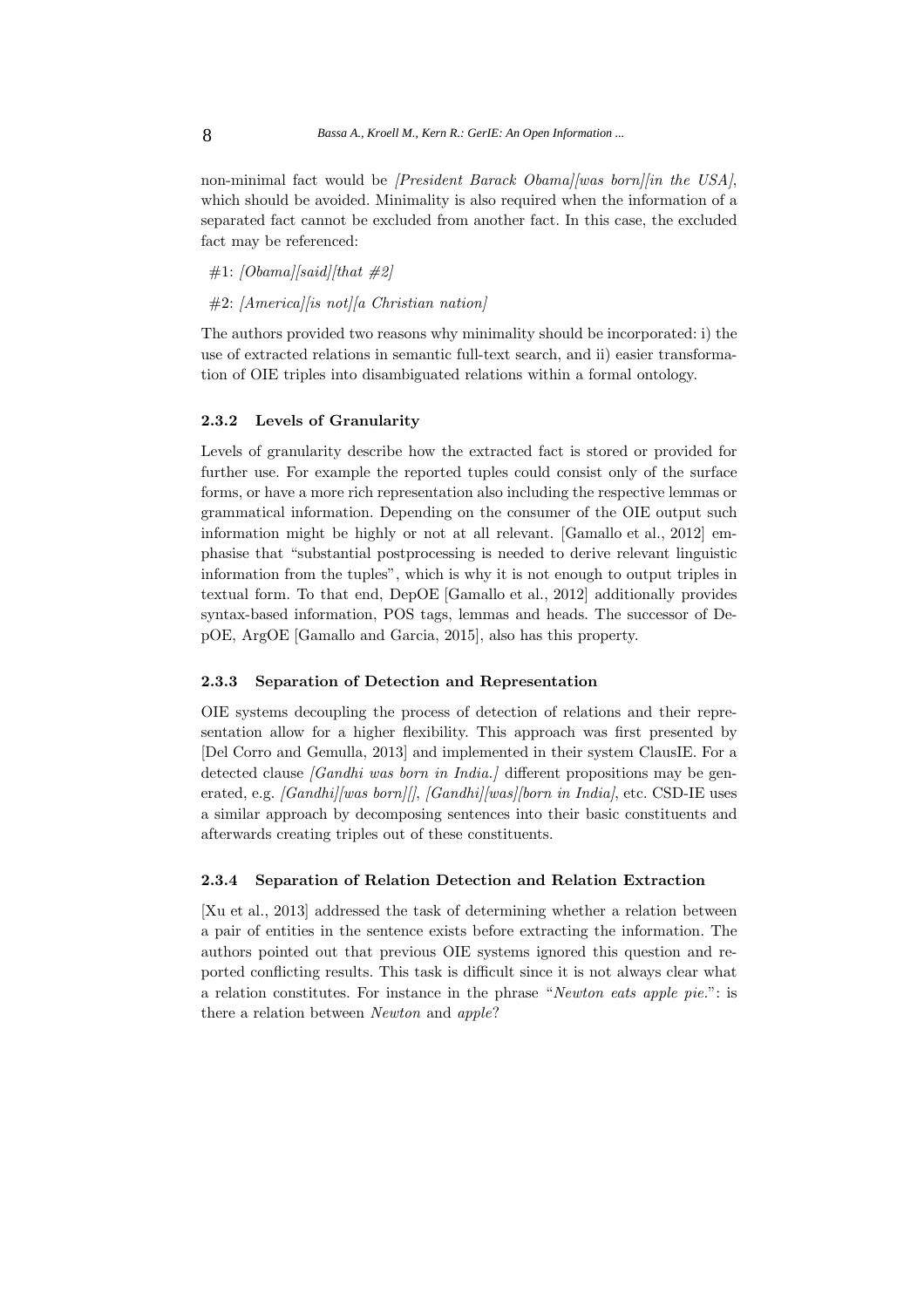non-minimal fact would be *[President Barack Obama][was born][in the USA]*, which should be avoided. Minimality is also required when the information of a separated fact cannot be excluded from another fact. In this case, the excluded fact may be referenced:

#1: *[Obama][said][that #2]*

#2: *[America][is not][a Christian nation]*

The authors provided two reasons why minimality should be incorporated: i) the use of extracted relations in semantic full-text search, and ii) easier transformation of OIE triples into disambiguated relations within a formal ontology.

#### 2.3.2 Levels of Granularity

Levels of granularity describe how the extracted fact is stored or provided for further use. For example the reported tuples could consist only of the surface forms, or have a more rich representation also including the respective lemmas or grammatical information. Depending on the consumer of the OIE output such information might be highly or not at all relevant. [Gamallo et al., 2012] emphasise that "substantial postprocessing is needed to derive relevant linguistic information from the tuples", which is why it is not enough to output triples in textual form. To that end, DepOE [Gamallo et al., 2012] additionally provides syntax-based information, POS tags, lemmas and heads. The successor of DepOE, ArgOE [Gamallo and Garcia, 2015], also has this property.

#### 2.3.3 Separation of Detection and Representation

OIE systems decoupling the process of detection of relations and their representation allow for a higher flexibility. This approach was first presented by [Del Corro and Gemulla, 2013] and implemented in their system ClausIE. For a detected clause *[Gandhi was born in India.]* different propositions may be generated, e.g. *[Gandhi][was born][]*, *[Gandhi][was][born in India]*, etc. CSD-IE uses a similar approach by decomposing sentences into their basic constituents and afterwards creating triples out of these constituents.

#### 2.3.4 Separation of Relation Detection and Relation Extraction

[Xu et al., 2013] addressed the task of determining whether a relation between a pair of entities in the sentence exists before extracting the information. The authors pointed out that previous OIE systems ignored this question and reported conflicting results. This task is difficult since it is not always clear what a relation constitutes. For instance in the phrase "*Newton eats apple pie.*": is there a relation between *Newton* and *apple*?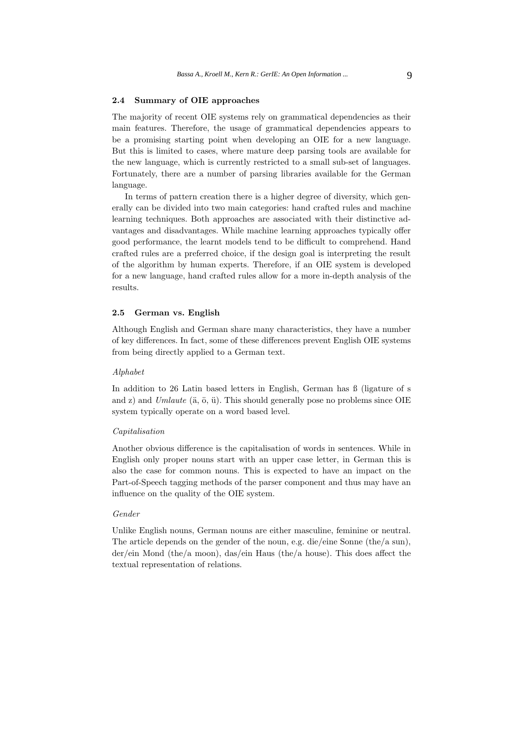### 2.4 Summary of OIE approaches

The majority of recent OIE systems rely on grammatical dependencies as their main features. Therefore, the usage of grammatical dependencies appears to be a promising starting point when developing an OIE for a new language. But this is limited to cases, where mature deep parsing tools are available for the new language, which is currently restricted to a small sub-set of languages. Fortunately, there are a number of parsing libraries available for the German language.

In terms of pattern creation there is a higher degree of diversity, which generally can be divided into two main categories: hand crafted rules and machine learning techniques. Both approaches are associated with their distinctive advantages and disadvantages. While machine learning approaches typically offer good performance, the learnt models tend to be difficult to comprehend. Hand crafted rules are a preferred choice, if the design goal is interpreting the result of the algorithm by human experts. Therefore, if an OIE system is developed for a new language, hand crafted rules allow for a more in-depth analysis of the results.

### 2.5 German vs. English

Although English and German share many characteristics, they have a number of key differences. In fact, some of these differences prevent English OIE systems from being directly applied to a German text.

*Alphabet*

In addition to 26 Latin based letters in English, German has ß (ligature of s and z) and *Umlaute* (ä, ö, ü). This should generally pose no problems since OIE system typically operate on a word based level.

*Capitalisation*

Another obvious difference is the capitalisation of words in sentences. While in English only proper nouns start with an upper case letter, in German this is also the case for common nouns. This is expected to have an impact on the Part-of-Speech tagging methods of the parser component and thus may have an influence on the quality of the OIE system.

*Gender*

Unlike English nouns, German nouns are either masculine, feminine or neutral. The article depends on the gender of the noun, e.g. die/eine Sonne (the/a sun), der/ein Mond (the/a moon), das/ein Haus (the/a house). This does affect the textual representation of relations.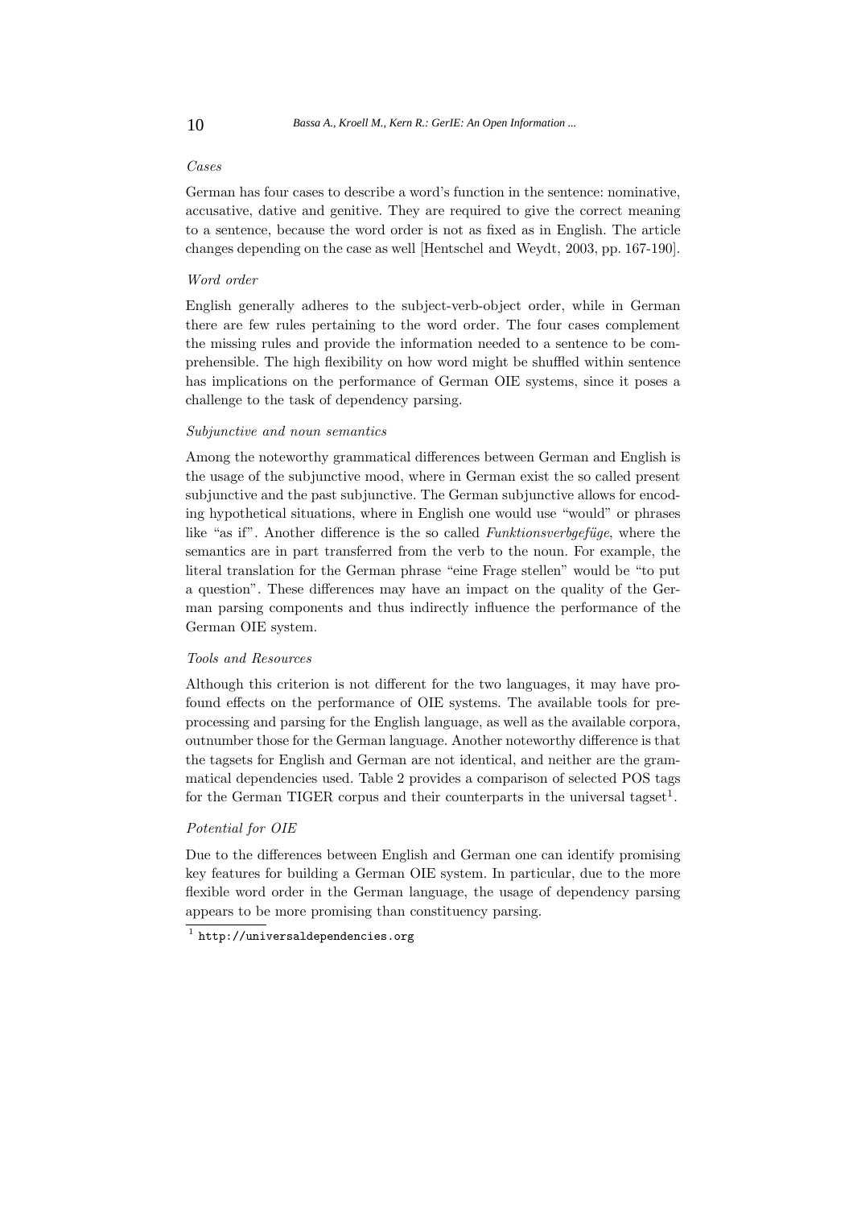*Cases*

German has four cases to describe a word's function in the sentence: nominative, accusative, dative and genitive. They are required to give the correct meaning to a sentence, because the word order is not as fixed as in English. The article changes depending on the case as well [Hentschel and Weydt, 2003, pp. 167-190].

*Word order*

English generally adheres to the subject-verb-object order, while in German there are few rules pertaining to the word order. The four cases complement the missing rules and provide the information needed to a sentence to be comprehensible. The high flexibility on how word might be shuffled within sentence has implications on the performance of German OIE systems, since it poses a challenge to the task of dependency parsing.

*Subjunctive and noun semantics*

Among the noteworthy grammatical differences between German and English is the usage of the subjunctive mood, where in German exist the so called present subjunctive and the past subjunctive. The German subjunctive allows for encoding hypothetical situations, where in English one would use "would" or phrases like "as if". Another difference is the so called *Funktionsverbgefüge*, where the semantics are in part transferred from the verb to the noun. For example, the literal translation for the German phrase "eine Frage stellen" would be "to put a question". These differences may have an impact on the quality of the German parsing components and thus indirectly influence the performance of the German OIE system.

*Tools and Resources*

Although this criterion is not different for the two languages, it may have profound effects on the performance of OIE systems. The available tools for preprocessing and parsing for the English language, as well as the available corpora, outnumber those for the German language. Another noteworthy difference is that the tagsets for English and German are not identical, and neither are the grammatical dependencies used. Table 2 provides a comparison of selected POS tags for the German TIGER corpus and their counterparts in the universal tagset[1].

*Potential for OIE*

Due to the differences between English and German one can identify promising key features for building a German OIE system. In particular, due to the more flexible word order in the German language, the usage of dependency parsing appears to be more promising than constituency parsing.

[1] http://universaldependencies.org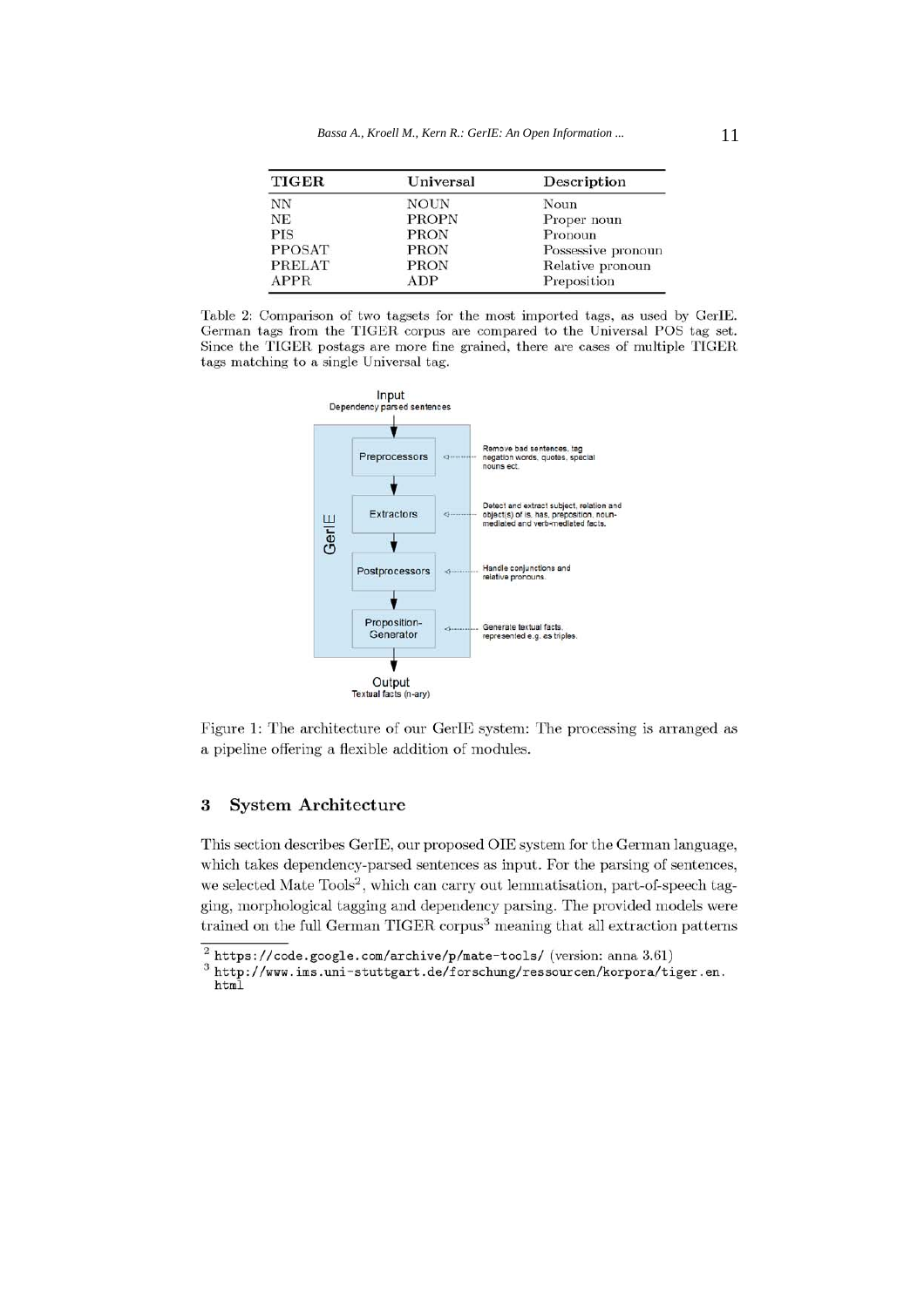| TIGER | Universal | Description |
|---|---|---|
| NN | NOUN | Noun |
| NE | PROPN | Proper noun |
| PIS | PRON | Pronoun |
| PPOSAT | PRON | Possessive pronoun |
| PRELAT | PRON | Relative pronoun |
| APPR | ADP | Preposition |

Table 2: Comparison of two tagsets for the most imported tags, as used by GerIE. German tags from the TIGER corpus are compared to the Universal POS tag set. Since the TIGER postags are more fine grained, there are cases of multiple TIGER tags matching to a single Universal tag.

Figure 1: The architecture of our GerIE system: The processing is arranged as a pipeline offering a flexible addition of modules.

## 3 System Architecture

This section describes GerIE, our proposed OIE system for the German language, which takes dependency-parsed sentences as input. For the parsing of sentences, we selected Mate Tools[2], which can carry out lemmatisation, part-of-speech tagging, morphological tagging and dependency parsing. The provided models were trained on the full German TIGER corpus[3] meaning that all extraction patterns

[2] https://code.google.com/archive/p/mate-tools/ (version: anna 3.61)

[3] http://www.ims.uni-stuttgart.de/forschung/ressourcen/korpora/tiger.en.html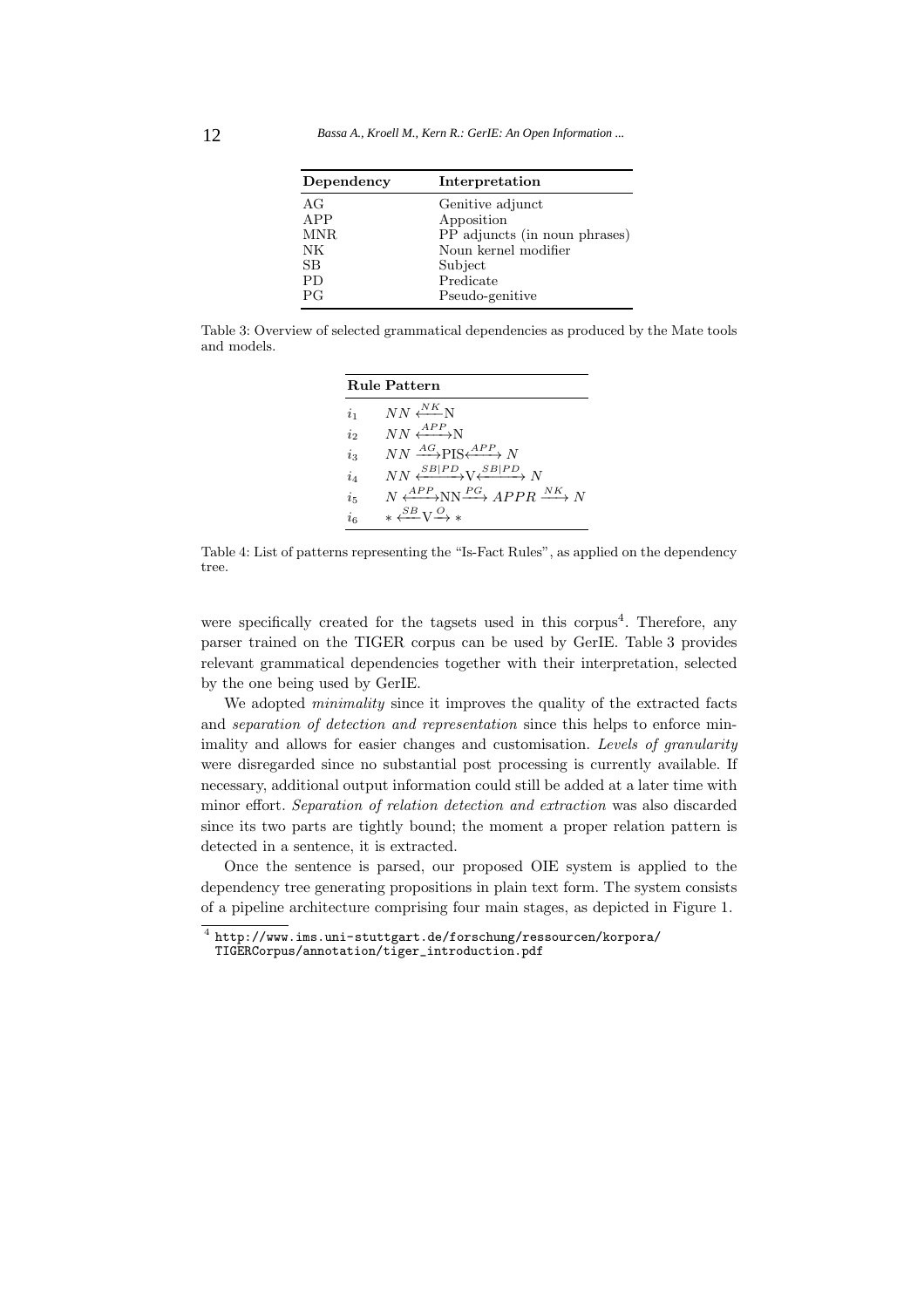| Dependency | Interpretation |
|---|---|
| AG | Genitive adjunct |
| APP | Apposition |
| MNR | PP adjuncts (in noun phrases) |
| NK | Noun kernel modifier |
| SB | Subject |
| PD | Predicate |
| PG | Pseudo-genitive |

Table 3: Overview of selected grammatical dependencies as produced by the Mate tools and models.

| Rule | Pattern |
|---|---|
| $i_1$ | $NN \xleftarrow{NK} \mathrm{N}$ |
| $i_2$ | $NN \xleftrightarrow{APP} \mathrm{N}$ |
| $i_3$ | $NN \xrightarrow{AG} \mathrm{PIS} \xleftrightarrow{APP} N$ |
| $i_4$ | $NN \xleftrightarrow{SB\|PD} \mathrm{V} \xleftrightarrow{SB\|PD} N$ |
| $i_5$ | $N \xleftrightarrow{APP} \mathrm{NN} \xrightarrow{PG} APPR \xrightarrow{NK} N$ |
| $i_6$ | $* \xleftarrow{SB} \mathrm{V} \xrightarrow{O} *$ |

Table 4: List of patterns representing the "Is-Fact Rules", as applied on the dependency tree.

were specifically created for the tagsets used in this corpus[4]. Therefore, any parser trained on the TIGER corpus can be used by GerIE. Table 3 provides relevant grammatical dependencies together with their interpretation, selected by the one being used by GerIE.

We adopted *minimality* since it improves the quality of the extracted facts and *separation of detection and representation* since this helps to enforce minimality and allows for easier changes and customisation. *Levels of granularity* were disregarded since no substantial post processing is currently available. If necessary, additional output information could still be added at a later time with minor effort. *Separation of relation detection and extraction* was also discarded since its two parts are tightly bound; the moment a proper relation pattern is detected in a sentence, it is extracted.

Once the sentence is parsed, our proposed OIE system is applied to the dependency tree generating propositions in plain text form. The system consists of a pipeline architecture comprising four main stages, as depicted in Figure 1.

[4] `http://www.ims.uni-stuttgart.de/forschung/ressourcen/korpora/TIGERCorpus/annotation/tiger_introduction.pdf`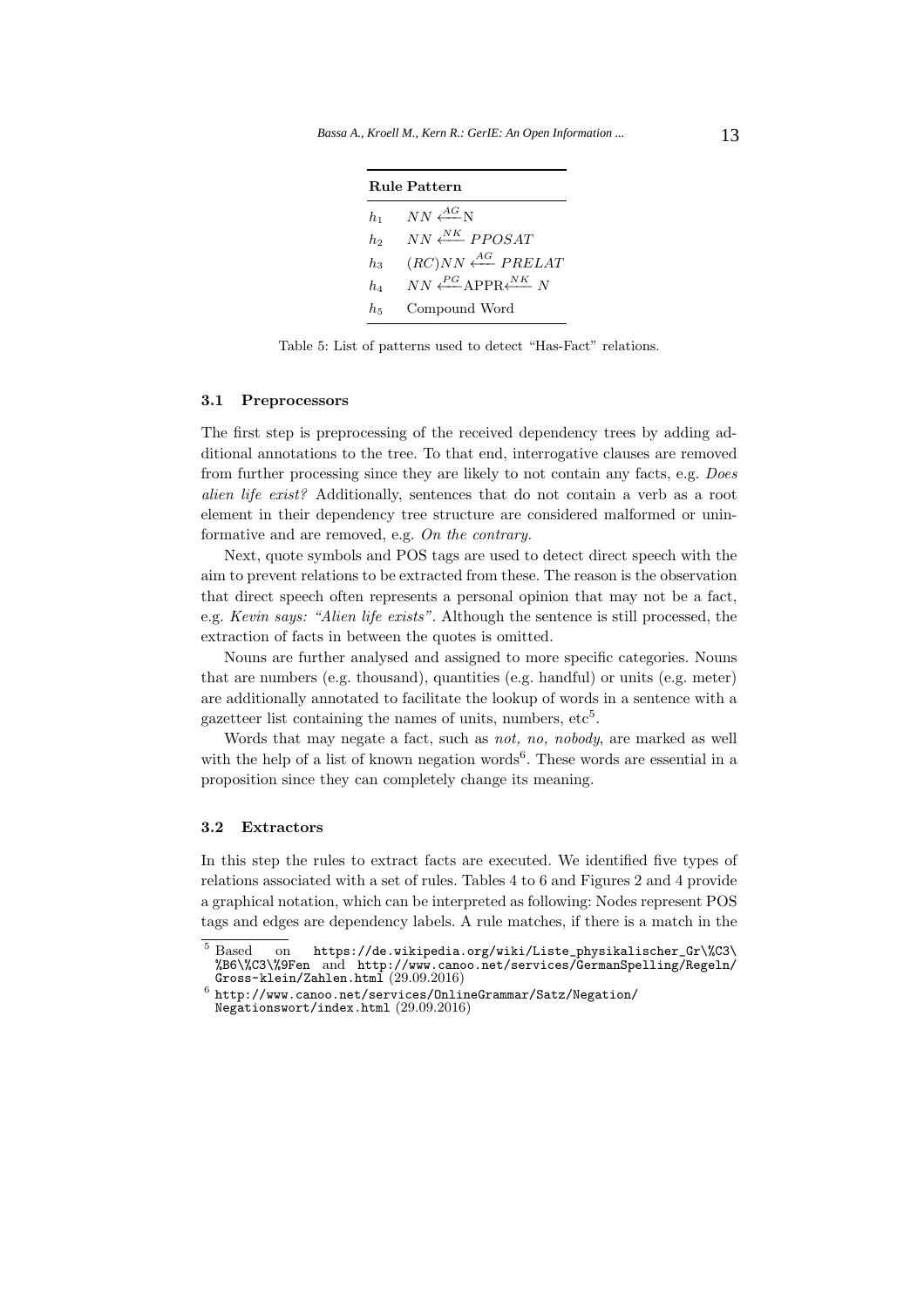| Rule | Pattern |
|---|---|
| $h_1$ | $NN \xleftarrow{AG} \mathrm{N}$ |
| $h_2$ | $NN \xleftarrow{NK} PPOSAT$ |
| $h_3$ | $(RC)NN \xleftarrow{AG} PRELAT$ |
| $h_4$ | $NN \xleftarrow{PG} \mathrm{APPR} \xleftarrow{NK} N$ |
| $h_5$ | Compound Word |

Table 5: List of patterns used to detect "Has-Fact" relations.

### 3.1 Preprocessors

The first step is preprocessing of the received dependency trees by adding additional annotations to the tree. To that end, interrogative clauses are removed from further processing since they are likely to not contain any facts, e.g. *Does alien life exist?* Additionally, sentences that do not contain a verb as a root element in their dependency tree structure are considered malformed or uninformative and are removed, e.g. *On the contrary.*

Next, quote symbols and POS tags are used to detect direct speech with the aim to prevent relations to be extracted from these. The reason is the observation that direct speech often represents a personal opinion that may not be a fact, e.g. *Kevin says: "Alien life exists".* Although the sentence is still processed, the extraction of facts in between the quotes is omitted.

Nouns are further analysed and assigned to more specific categories. Nouns that are numbers (e.g. thousand), quantities (e.g. handful) or units (e.g. meter) are additionally annotated to facilitate the lookup of words in a sentence with a gazetteer list containing the names of units, numbers, etc[5].

Words that may negate a fact, such as *not, no, nobody*, are marked as well with the help of a list of known negation words[6]. These words are essential in a proposition since they can completely change its meaning.

### 3.2 Extractors

In this step the rules to extract facts are executed. We identified five types of relations associated with a set of rules. Tables 4 to 6 and Figures 2 and 4 provide a graphical notation, which can be interpreted as following: Nodes represent POS tags and edges are dependency labels. A rule matches, if there is a match in the

[5] Based on https://de.wikipedia.org/wiki/Liste_physikalischer_Gr\%C3\%B6\%C3\%9Fen and http://www.canoo.net/services/GermanSpelling/Regeln/Gross-klein/Zahlen.html (29.09.2016)

[6] http://www.canoo.net/services/OnlineGrammar/Satz/Negation/Negationswort/index.html (29.09.2016)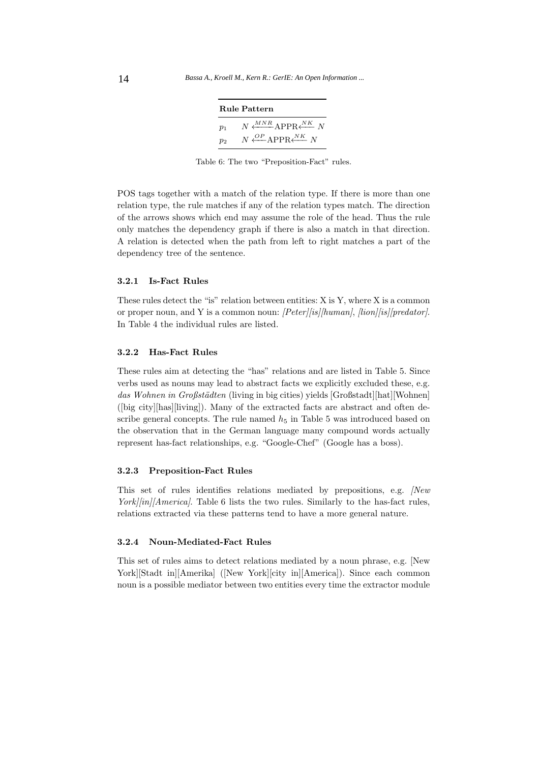| | Rule Pattern |
|---|---|
| $p_1$ | $N \xleftarrow{MNR} \text{APPR} \xleftarrow{NK} N$ |
| $p_2$ | $N \xleftarrow{OP} \text{APPR} \xleftarrow{NK} N$ |

Table 6: The two "Preposition-Fact" rules.

POS tags together with a match of the relation type. If there is more than one relation type, the rule matches if any of the relation types match. The direction of the arrows shows which end may assume the role of the head. Thus the rule only matches the dependency graph if there is also a match in that direction. A relation is detected when the path from left to right matches a part of the dependency tree of the sentence.

### 3.2.1 Is-Fact Rules

These rules detect the "is" relation between entities: X is Y, where X is a common or proper noun, and Y is a common noun: *[Peter][is][human]*, *[lion][is][predator]*. In Table 4 the individual rules are listed.

### 3.2.2 Has-Fact Rules

These rules aim at detecting the "has" relations and are listed in Table 5. Since verbs used as nouns may lead to abstract facts we explicitly excluded these, e.g. *das Wohnen in Großstädten* (living in big cities) yields [Großstadt][hat][Wohnen] ([big city][has][living]). Many of the extracted facts are abstract and often describe general concepts. The rule named $h_5$ in Table 5 was introduced based on the observation that in the German language many compound words actually represent has-fact relationships, e.g. "Google-Chef" (Google has a boss).

### 3.2.3 Preposition-Fact Rules

This set of rules identifies relations mediated by prepositions, e.g. *[New York][in][America]*. Table 6 lists the two rules. Similarly to the has-fact rules, relations extracted via these patterns tend to have a more general nature.

### 3.2.4 Noun-Mediated-Fact Rules

This set of rules aims to detect relations mediated by a noun phrase, e.g. [New York][Stadt in][Amerika] ([New York][city in][America]). Since each common noun is a possible mediator between two entities every time the extractor module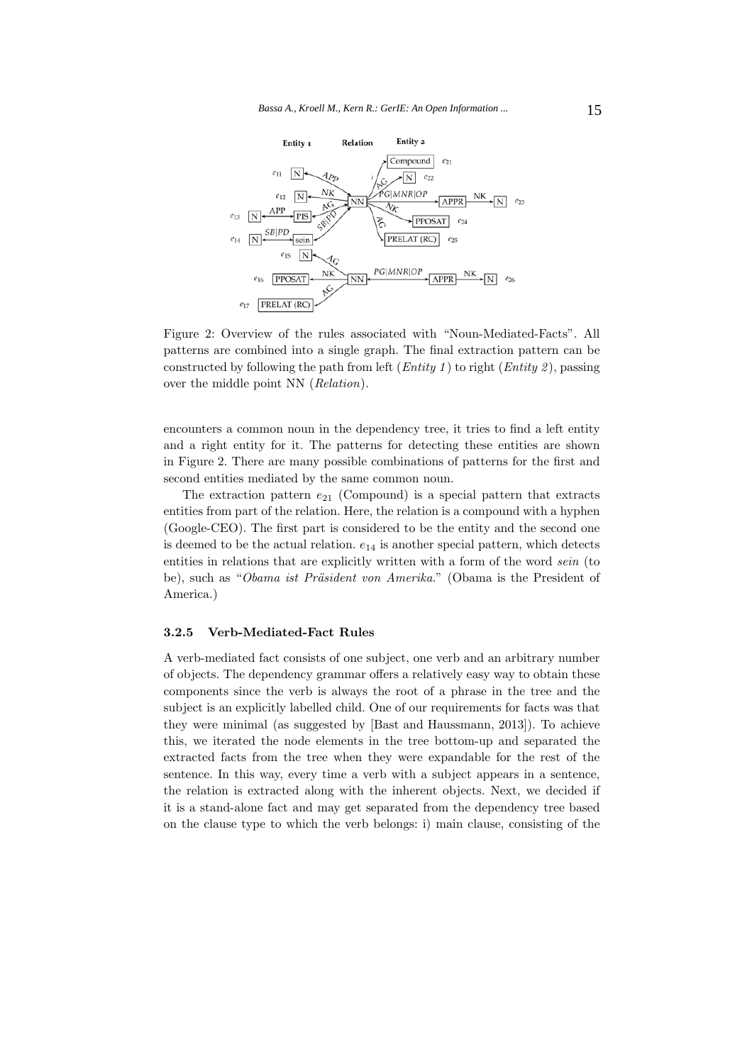Figure 2: Overview of the rules associated with "Noun-Mediated-Facts". All patterns are combined into a single graph. The final extraction pattern can be constructed by following the path from left (*Entity 1*) to right (*Entity 2*), passing over the middle point NN (*Relation*).

encounters a common noun in the dependency tree, it tries to find a left entity and a right entity for it. The patterns for detecting these entities are shown in Figure 2. There are many possible combinations of patterns for the first and second entities mediated by the same common noun.

The extraction pattern $e_{21}$ (Compound) is a special pattern that extracts entities from part of the relation. Here, the relation is a compound with a hyphen (Google-CEO). The first part is considered to be the entity and the second one is deemed to be the actual relation. $e_{14}$ is another special pattern, which detects entities in relations that are explicitly written with a form of the word *sein* (to be), such as "*Obama ist Präsident von Amerika.*" (Obama is the President of America.)

#### 3.2.5 Verb-Mediated-Fact Rules

A verb-mediated fact consists of one subject, one verb and an arbitrary number of objects. The dependency grammar offers a relatively easy way to obtain these components since the verb is always the root of a phrase in the tree and the subject is an explicitly labelled child. One of our requirements for facts was that they were minimal (as suggested by [Bast and Haussmann, 2013]). To achieve this, we iterated the node elements in the tree bottom-up and separated the extracted facts from the tree when they were expandable for the rest of the sentence. In this way, every time a verb with a subject appears in a sentence, the relation is extracted along with the inherent objects. Next, we decided if it is a stand-alone fact and may get separated from the dependency tree based on the clause type to which the verb belongs: i) main clause, consisting of the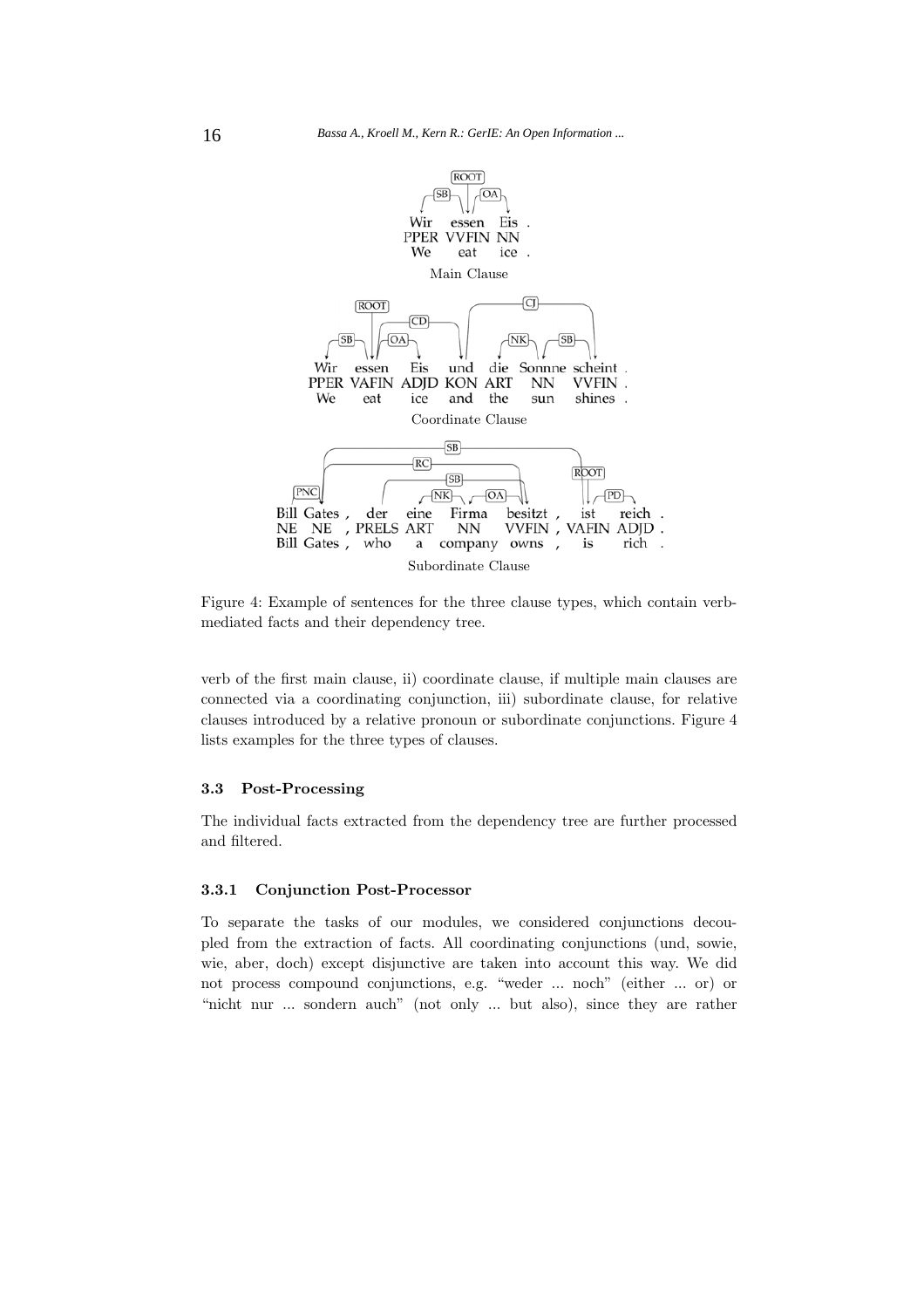Figure 4: Example of sentences for the three clause types, which contain verb-mediated facts and their dependency tree.

verb of the first main clause, ii) coordinate clause, if multiple main clauses are connected via a coordinating conjunction, iii) subordinate clause, for relative clauses introduced by a relative pronoun or subordinate conjunctions. Figure 4 lists examples for the three types of clauses.

### 3.3 Post-Processing

The individual facts extracted from the dependency tree are further processed and filtered.

#### 3.3.1 Conjunction Post-Processor

To separate the tasks of our modules, we considered conjunctions decoupled from the extraction of facts. All coordinating conjunctions (und, sowie, wie, aber, doch) except disjunctive are taken into account this way. We did not process compound conjunctions, e.g. "weder ... noch" (either ... or) or "nicht nur ... sondern auch" (not only ... but also), since they are rather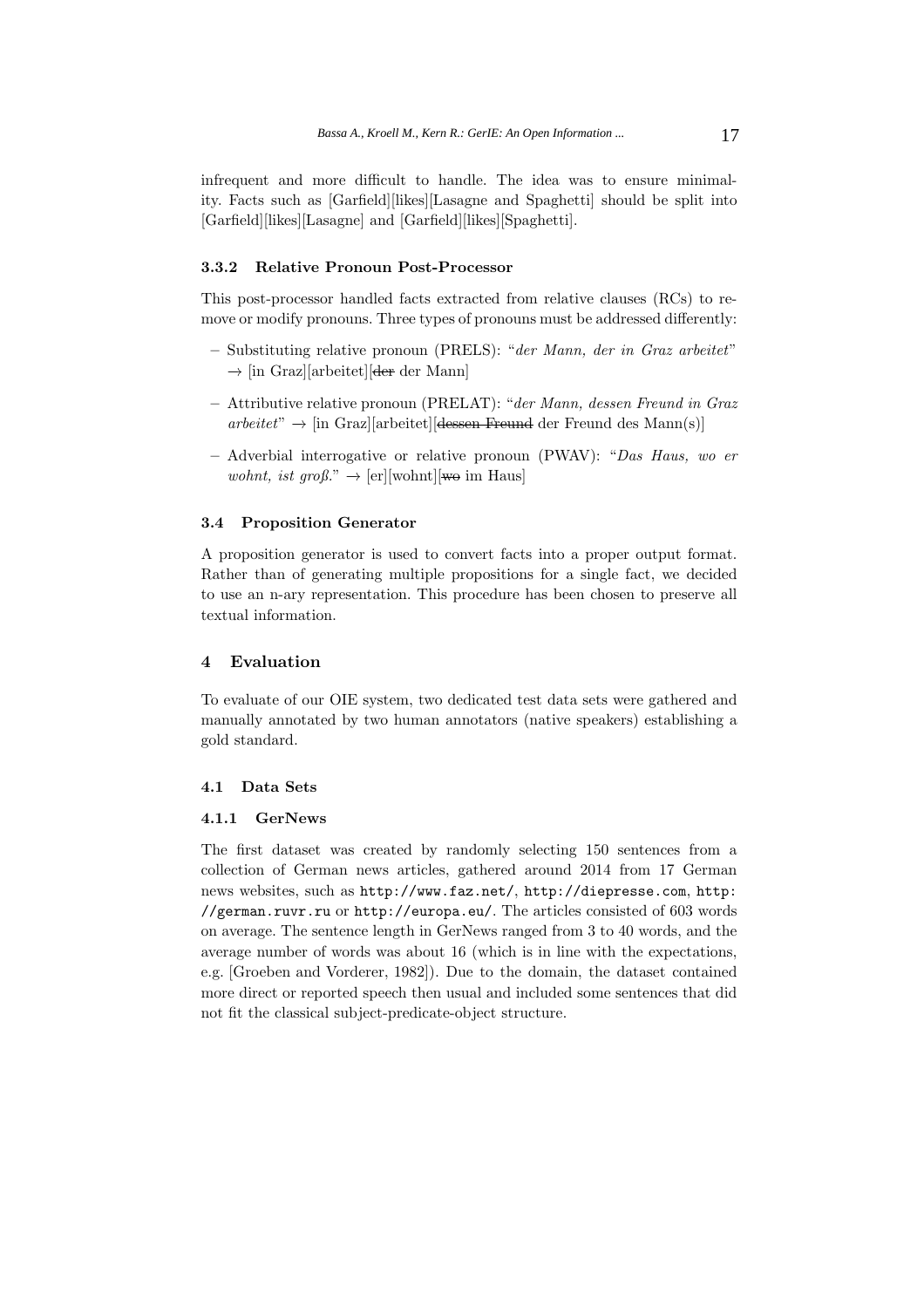infrequent and more difficult to handle. The idea was to ensure minimality. Facts such as [Garfield][likes][Lasagne and Spaghetti] should be split into [Garfield][likes][Lasagne] and [Garfield][likes][Spaghetti].

#### 3.3.2 Relative Pronoun Post-Processor

This post-processor handled facts extracted from relative clauses (RCs) to remove or modify pronouns. Three types of pronouns must be addressed differently:

- Substituting relative pronoun (PRELS): "*der Mann, der in Graz arbeitet*" → [in Graz][arbeitet][~~der~~ der Mann]
- Attributive relative pronoun (PRELAT): "*der Mann, dessen Freund in Graz arbeitet*" → [in Graz][arbeitet][~~dessen Freund~~ der Freund des Mann(s)]
- Adverbial interrogative or relative pronoun (PWAV): "*Das Haus, wo er wohnt, ist groß.*" → [er][wohnt][~~wo~~ im Haus]

### 3.4 Proposition Generator

A proposition generator is used to convert facts into a proper output format. Rather than of generating multiple propositions for a single fact, we decided to use an n-ary representation. This procedure has been chosen to preserve all textual information.

## 4 Evaluation

To evaluate of our OIE system, two dedicated test data sets were gathered and manually annotated by two human annotators (native speakers) establishing a gold standard.

### 4.1 Data Sets

#### 4.1.1 GerNews

The first dataset was created by randomly selecting 150 sentences from a collection of German news articles, gathered around 2014 from 17 German news websites, such as `http://www.faz.net/`, `http://diepresse.com`, `http://german.ruvr.ru` or `http://europa.eu/`. The articles consisted of 603 words on average. The sentence length in GerNews ranged from 3 to 40 words, and the average number of words was about 16 (which is in line with the expectations, e.g. [Groeben and Vorderer, 1982]). Due to the domain, the dataset contained more direct or reported speech then usual and included some sentences that did not fit the classical subject-predicate-object structure.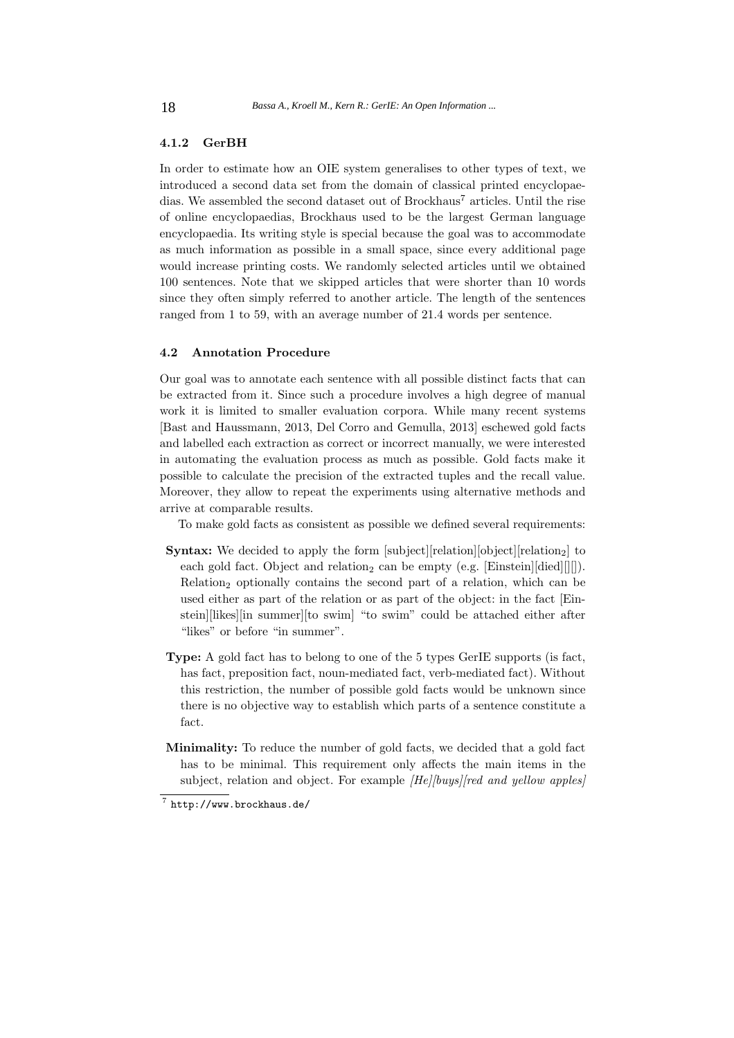#### 4.1.2 GerBH

In order to estimate how an OIE system generalises to other types of text, we introduced a second data set from the domain of classical printed encyclopaedias. We assembled the second dataset out of Brockhaus[7] articles. Until the rise of online encyclopaedias, Brockhaus used to be the largest German language encyclopaedia. Its writing style is special because the goal was to accommodate as much information as possible in a small space, since every additional page would increase printing costs. We randomly selected articles until we obtained 100 sentences. Note that we skipped articles that were shorter than 10 words since they often simply referred to another article. The length of the sentences ranged from 1 to 59, with an average number of 21.4 words per sentence.

### 4.2 Annotation Procedure

Our goal was to annotate each sentence with all possible distinct facts that can be extracted from it. Since such a procedure involves a high degree of manual work it is limited to smaller evaluation corpora. While many recent systems [Bast and Haussmann, 2013, Del Corro and Gemulla, 2013] eschewed gold facts and labelled each extraction as correct or incorrect manually, we were interested in automating the evaluation process as much as possible. Gold facts make it possible to calculate the precision of the extracted tuples and the recall value. Moreover, they allow to repeat the experiments using alternative methods and arrive at comparable results.

To make gold facts as consistent as possible we defined several requirements:

- **Syntax:** We decided to apply the form [subject][relation][object][relation$_2$] to each gold fact. Object and relation$_2$ can be empty (e.g. [Einstein][died][][]). Relation$_2$ optionally contains the second part of a relation, which can be used either as part of the relation or as part of the object: in the fact [Einstein][likes][in summer][to swim] "to swim" could be attached either after "likes" or before "in summer".
- **Type:** A gold fact has to belong to one of the 5 types GerIE supports (is fact, has fact, preposition fact, noun-mediated fact, verb-mediated fact). Without this restriction, the number of possible gold facts would be unknown since there is no objective way to establish which parts of a sentence constitute a fact.
- **Minimality:** To reduce the number of gold facts, we decided that a gold fact has to be minimal. This requirement only affects the main items in the subject, relation and object. For example *[He][buys][red and yellow apples]*

[7] http://www.brockhaus.de/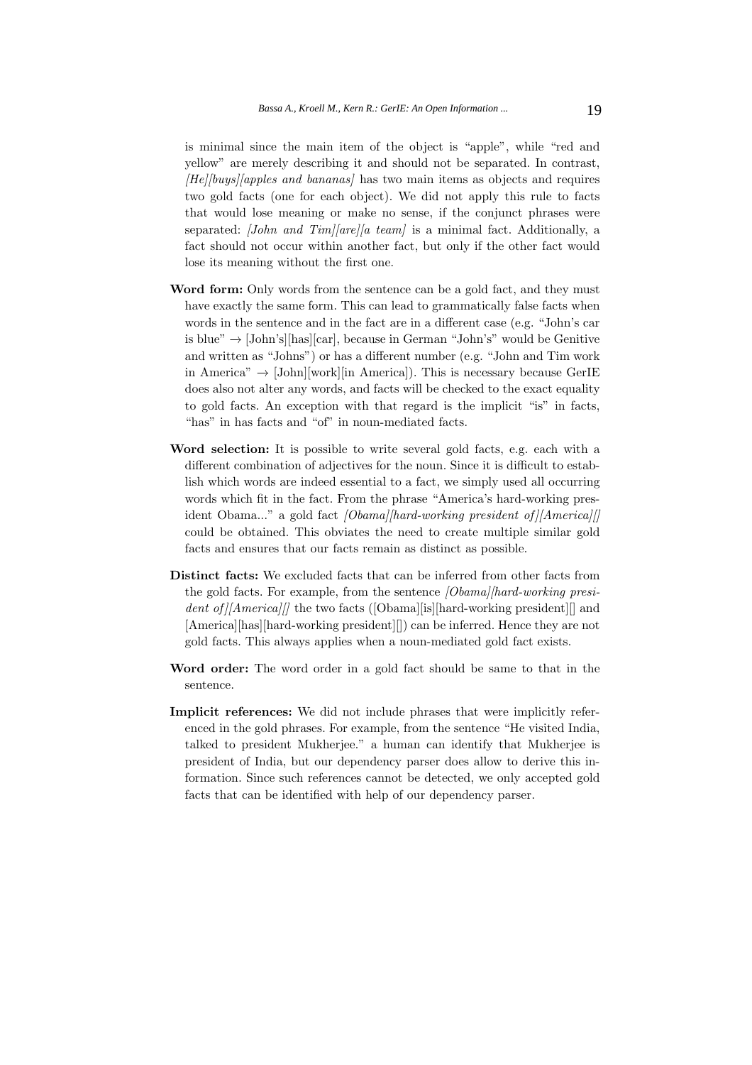is minimal since the main item of the object is "apple", while "red and yellow" are merely describing it and should not be separated. In contrast, *[He][buys][apples and bananas]* has two main items as objects and requires two gold facts (one for each object). We did not apply this rule to facts that would lose meaning or make no sense, if the conjunct phrases were separated: *[John and Tim][are][a team]* is a minimal fact. Additionally, a fact should not occur within another fact, but only if the other fact would lose its meaning without the first one.

**Word form:** Only words from the sentence can be a gold fact, and they must have exactly the same form. This can lead to grammatically false facts when words in the sentence and in the fact are in a different case (e.g. "John's car is blue" → [John's][has][car], because in German "John's" would be Genitive and written as "Johns") or has a different number (e.g. "John and Tim work in America" → [John][work][in America]). This is necessary because GerIE does also not alter any words, and facts will be checked to the exact equality to gold facts. An exception with that regard is the implicit "is" in facts, "has" in has facts and "of" in noun-mediated facts.

**Word selection:** It is possible to write several gold facts, e.g. each with a different combination of adjectives for the noun. Since it is difficult to establish which words are indeed essential to a fact, we simply used all occurring words which fit in the fact. From the phrase "America's hard-working president Obama..." a gold fact *[Obama][hard-working president of][America][]* could be obtained. This obviates the need to create multiple similar gold facts and ensures that our facts remain as distinct as possible.

**Distinct facts:** We excluded facts that can be inferred from other facts from the gold facts. For example, from the sentence *[Obama][hard-working president of][America][]* the two facts ([Obama][is][hard-working president][] and [America][has][hard-working president][]) can be inferred. Hence they are not gold facts. This always applies when a noun-mediated gold fact exists.

**Word order:** The word order in a gold fact should be same to that in the sentence.

**Implicit references:** We did not include phrases that were implicitly referenced in the gold phrases. For example, from the sentence "He visited India, talked to president Mukherjee." a human can identify that Mukherjee is president of India, but our dependency parser does allow to derive this information. Since such references cannot be detected, we only accepted gold facts that can be identified with help of our dependency parser.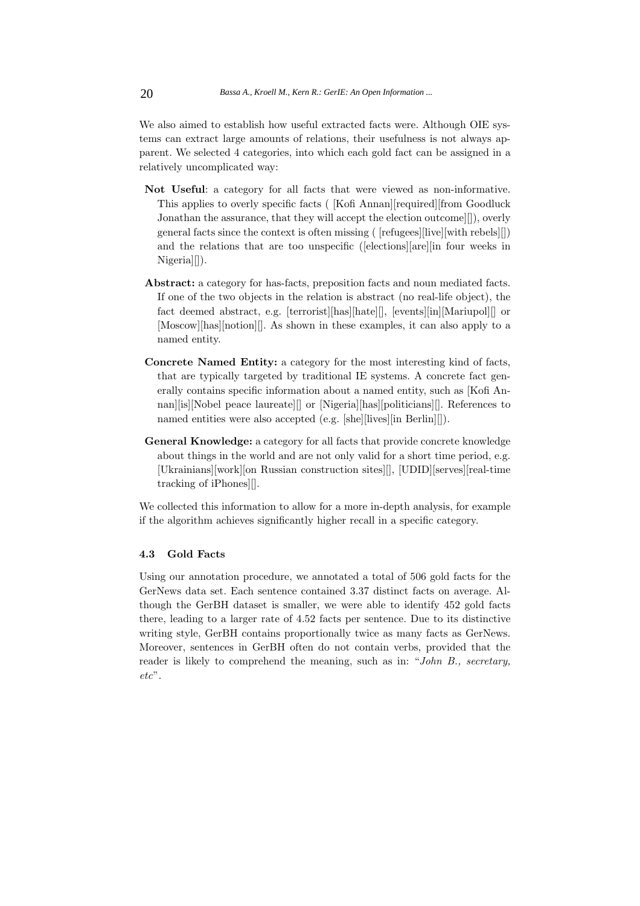We also aimed to establish how useful extracted facts were. Although OIE systems can extract large amounts of relations, their usefulness is not always apparent. We selected 4 categories, into which each gold fact can be assigned in a relatively uncomplicated way:

- **Not Useful**: a category for all facts that were viewed as non-informative. This applies to overly specific facts ( [Kofi Annan][required][from Goodluck Jonathan the assurance, that they will accept the election outcome][]), overly general facts since the context is often missing ( [refugees][live][with rebels][]) and the relations that are too unspecific ([elections][are][in four weeks in Nigeria][]).
- **Abstract:** a category for has-facts, preposition facts and noun mediated facts. If one of the two objects in the relation is abstract (no real-life object), the fact deemed abstract, e.g. [terrorist][has][hate][], [events][in][Mariupol][] or [Moscow][has][notion][]. As shown in these examples, it can also apply to a named entity.
- **Concrete Named Entity:** a category for the most interesting kind of facts, that are typically targeted by traditional IE systems. A concrete fact generally contains specific information about a named entity, such as [Kofi Annan][is][Nobel peace laureate][] or [Nigeria][has][politicians][]. References to named entities were also accepted (e.g. [she][lives][in Berlin][]).
- **General Knowledge:** a category for all facts that provide concrete knowledge about things in the world and are not only valid for a short time period, e.g. [Ukrainians][work][on Russian construction sites][], [UDID][serves][real-time tracking of iPhones][].

We collected this information to allow for a more in-depth analysis, for example if the algorithm achieves significantly higher recall in a specific category.

### 4.3 Gold Facts

Using our annotation procedure, we annotated a total of 506 gold facts for the GerNews data set. Each sentence contained 3.37 distinct facts on average. Although the GerBH dataset is smaller, we were able to identify 452 gold facts there, leading to a larger rate of 4.52 facts per sentence. Due to its distinctive writing style, GerBH contains proportionally twice as many facts as GerNews. Moreover, sentences in GerBH often do not contain verbs, provided that the reader is likely to comprehend the meaning, such as in: "*John B., secretary, etc*".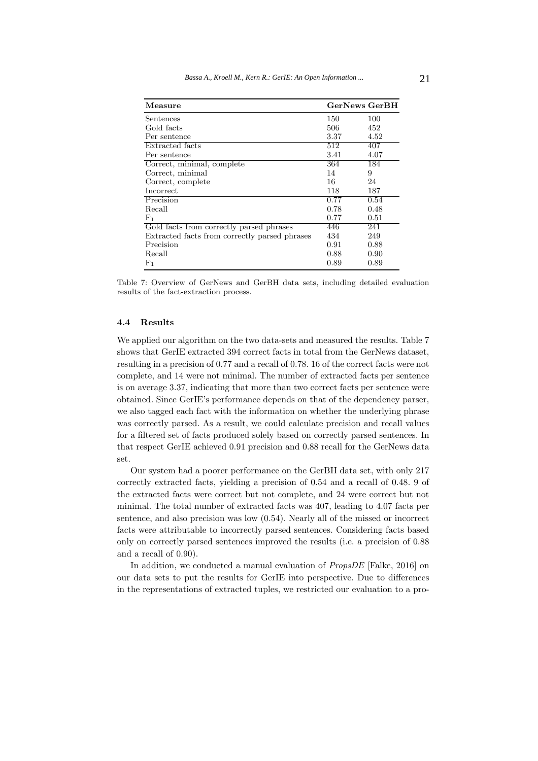| Measure | GerNews | GerBH |
|---|---|---|
| Sentences | 150 | 100 |
| Gold facts | 506 | 452 |
| Per sentence | 3.37 | 4.52 |
| Extracted facts | 512 | 407 |
| Per sentence | 3.41 | 4.07 |
| Correct, minimal, complete | 364 | 184 |
| Correct, minimal | 14 | 9 |
| Correct, complete | 16 | 24 |
| Incorrect | 118 | 187 |
| Precision | 0.77 | 0.54 |
| Recall | 0.78 | 0.48 |
| $F_1$ | 0.77 | 0.51 |
| Gold facts from correctly parsed phrases | 446 | 241 |
| Extracted facts from correctly parsed phrases | 434 | 249 |
| Precision | 0.91 | 0.88 |
| Recall | 0.88 | 0.90 |
| $F_1$ | 0.89 | 0.89 |

Table 7: Overview of GerNews and GerBH data sets, including detailed evaluation results of the fact-extraction process.

### 4.4 Results

We applied our algorithm on the two data-sets and measured the results. Table 7 shows that GerIE extracted 394 correct facts in total from the GerNews dataset, resulting in a precision of 0.77 and a recall of 0.78. 16 of the correct facts were not complete, and 14 were not minimal. The number of extracted facts per sentence is on average 3.37, indicating that more than two correct facts per sentence were obtained. Since GerIE's performance depends on that of the dependency parser, we also tagged each fact with the information on whether the underlying phrase was correctly parsed. As a result, we could calculate precision and recall values for a filtered set of facts produced solely based on correctly parsed sentences. In that respect GerIE achieved 0.91 precision and 0.88 recall for the GerNews data set.

Our system had a poorer performance on the GerBH data set, with only 217 correctly extracted facts, yielding a precision of 0.54 and a recall of 0.48. 9 of the extracted facts were correct but not complete, and 24 were correct but not minimal. The total number of extracted facts was 407, leading to 4.07 facts per sentence, and also precision was low (0.54). Nearly all of the missed or incorrect facts were attributable to incorrectly parsed sentences. Considering facts based only on correctly parsed sentences improved the results (i.e. a precision of 0.88 and a recall of 0.90).

In addition, we conducted a manual evaluation of *PropsDE* [Falke, 2016] on our data sets to put the results for GerIE into perspective. Due to differences in the representations of extracted tuples, we restricted our evaluation to a pro-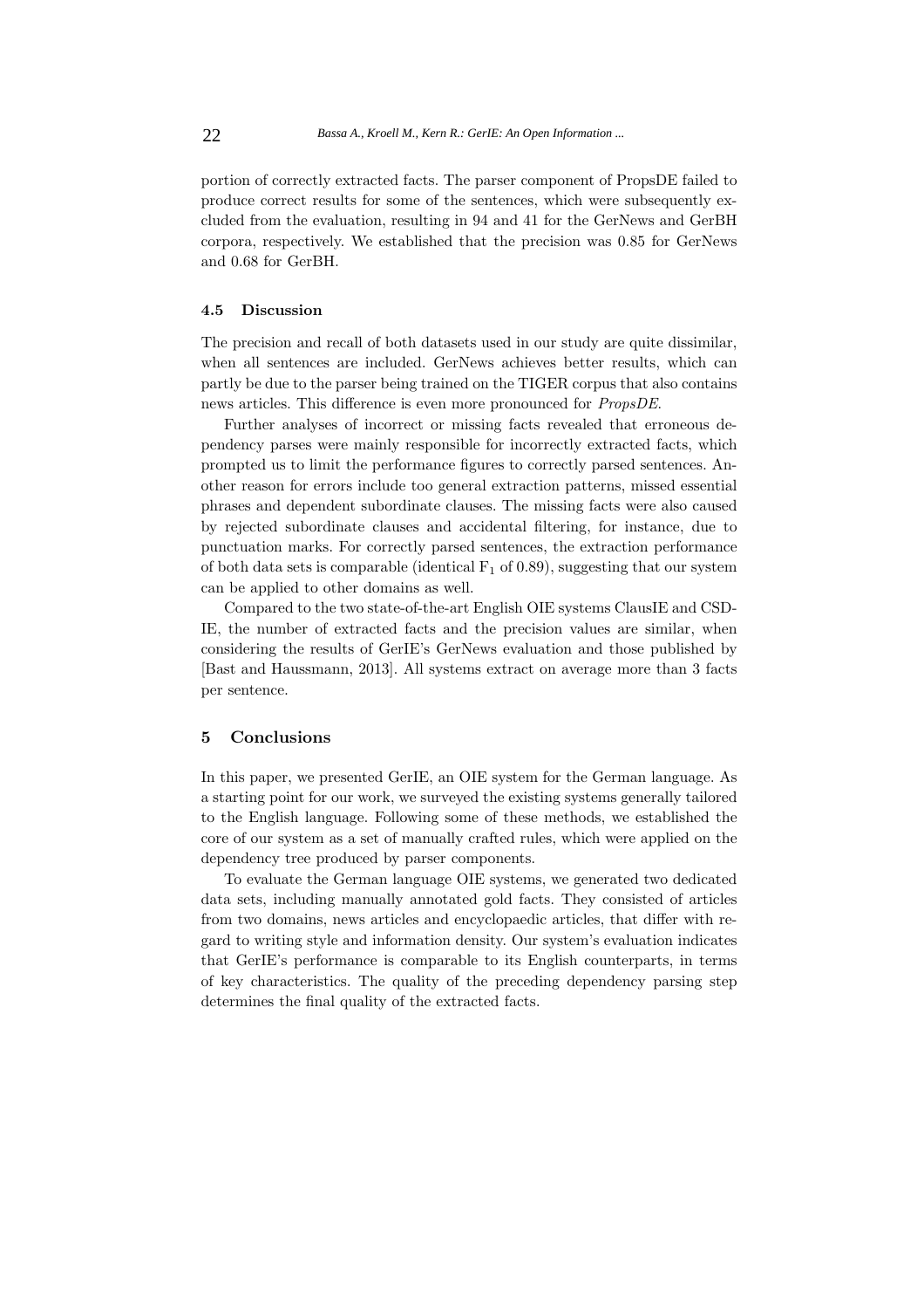portion of correctly extracted facts. The parser component of PropsDE failed to produce correct results for some of the sentences, which were subsequently excluded from the evaluation, resulting in 94 and 41 for the GerNews and GerBH corpora, respectively. We established that the precision was 0.85 for GerNews and 0.68 for GerBH.

### 4.5 Discussion

The precision and recall of both datasets used in our study are quite dissimilar, when all sentences are included. GerNews achieves better results, which can partly be due to the parser being trained on the TIGER corpus that also contains news articles. This difference is even more pronounced for *PropsDE*.

Further analyses of incorrect or missing facts revealed that erroneous dependency parses were mainly responsible for incorrectly extracted facts, which prompted us to limit the performance figures to correctly parsed sentences. Another reason for errors include too general extraction patterns, missed essential phrases and dependent subordinate clauses. The missing facts were also caused by rejected subordinate clauses and accidental filtering, for instance, due to punctuation marks. For correctly parsed sentences, the extraction performance of both data sets is comparable (identical $F_1$ of 0.89), suggesting that our system can be applied to other domains as well.

Compared to the two state-of-the-art English OIE systems ClausIE and CSD-IE, the number of extracted facts and the precision values are similar, when considering the results of GerIE's GerNews evaluation and those published by [Bast and Haussmann, 2013]. All systems extract on average more than 3 facts per sentence.

## 5 Conclusions

In this paper, we presented GerIE, an OIE system for the German language. As a starting point for our work, we surveyed the existing systems generally tailored to the English language. Following some of these methods, we established the core of our system as a set of manually crafted rules, which were applied on the dependency tree produced by parser components.

To evaluate the German language OIE systems, we generated two dedicated data sets, including manually annotated gold facts. They consisted of articles from two domains, news articles and encyclopaedic articles, that differ with regard to writing style and information density. Our system's evaluation indicates that GerIE's performance is comparable to its English counterparts, in terms of key characteristics. The quality of the preceding dependency parsing step determines the final quality of the extracted facts.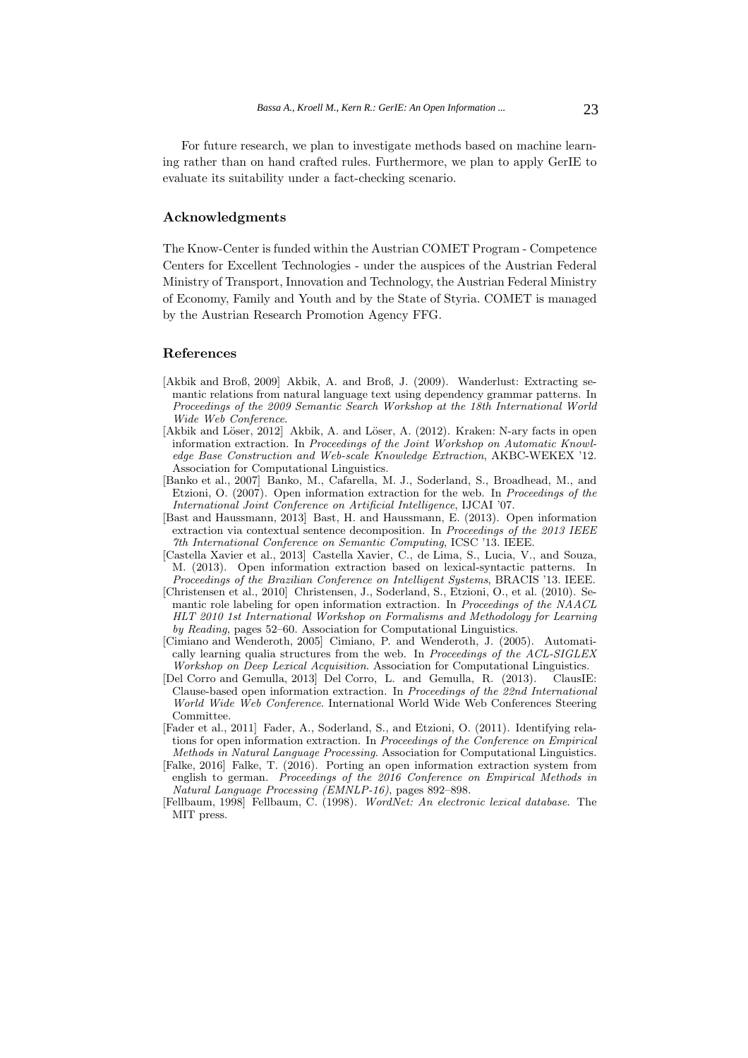For future research, we plan to investigate methods based on machine learning rather than on hand crafted rules. Furthermore, we plan to apply GerIE to evaluate its suitability under a fact-checking scenario.

## Acknowledgments

The Know-Center is funded within the Austrian COMET Program - Competence Centers for Excellent Technologies - under the auspices of the Austrian Federal Ministry of Transport, Innovation and Technology, the Austrian Federal Ministry of Economy, Family and Youth and by the State of Styria. COMET is managed by the Austrian Research Promotion Agency FFG.

## References

[Akbik and Broß, 2009] Akbik, A. and Broß, J. (2009). Wanderlust: Extracting semantic relations from natural language text using dependency grammar patterns. In *Proceedings of the 2009 Semantic Search Workshop at the 18th International World Wide Web Conference*.

[Akbik and Löser, 2012] Akbik, A. and Löser, A. (2012). Kraken: N-ary facts in open information extraction. In *Proceedings of the Joint Workshop on Automatic Knowledge Base Construction and Web-scale Knowledge Extraction*, AKBC-WEKEX '12. Association for Computational Linguistics.

[Banko et al., 2007] Banko, M., Cafarella, M. J., Soderland, S., Broadhead, M., and Etzioni, O. (2007). Open information extraction for the web. In *Proceedings of the International Joint Conference on Artificial Intelligence*, IJCAI '07.

[Bast and Haussmann, 2013] Bast, H. and Haussmann, E. (2013). Open information extraction via contextual sentence decomposition. In *Proceedings of the 2013 IEEE 7th International Conference on Semantic Computing*, ICSC '13. IEEE.

[Castella Xavier et al., 2013] Castella Xavier, C., de Lima, S., Lucia, V., and Souza, M. (2013). Open information extraction based on lexical-syntactic patterns. In *Proceedings of the Brazilian Conference on Intelligent Systems*, BRACIS '13. IEEE.

[Christensen et al., 2010] Christensen, J., Soderland, S., Etzioni, O., et al. (2010). Semantic role labeling for open information extraction. In *Proceedings of the NAACL HLT 2010 1st International Workshop on Formalisms and Methodology for Learning by Reading*, pages 52–60. Association for Computational Linguistics.

[Cimiano and Wenderoth, 2005] Cimiano, P. and Wenderoth, J. (2005). Automatically learning qualia structures from the web. In *Proceedings of the ACL-SIGLEX Workshop on Deep Lexical Acquisition*. Association for Computational Linguistics.

[Del Corro and Gemulla, 2013] Del Corro, L. and Gemulla, R. (2013). ClausIE: Clause-based open information extraction. In *Proceedings of the 22nd International World Wide Web Conference*. International World Wide Web Conferences Steering Committee.

[Fader et al., 2011] Fader, A., Soderland, S., and Etzioni, O. (2011). Identifying relations for open information extraction. In *Proceedings of the Conference on Empirical Methods in Natural Language Processing*. Association for Computational Linguistics.

[Falke, 2016] Falke, T. (2016). Porting an open information extraction system from english to german. *Proceedings of the 2016 Conference on Empirical Methods in Natural Language Processing (EMNLP-16)*, pages 892–898.

[Fellbaum, 1998] Fellbaum, C. (1998). *WordNet: An electronic lexical database.* The MIT press.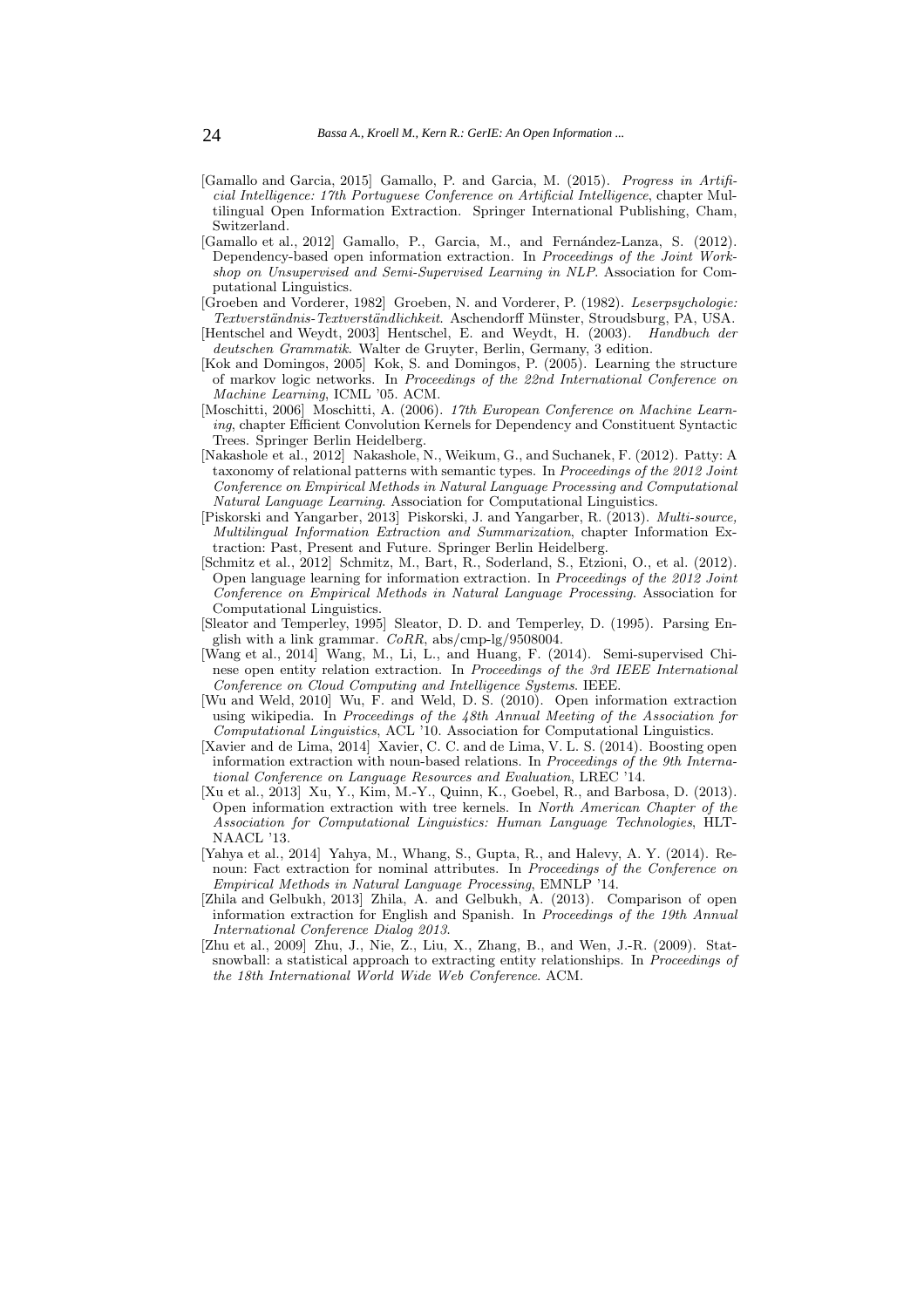[Gamallo and Garcia, 2015] Gamallo, P. and Garcia, M. (2015). *Progress in Artificial Intelligence: 17th Portuguese Conference on Artificial Intelligence*, chapter Multilingual Open Information Extraction. Springer International Publishing, Cham, Switzerland.

[Gamallo et al., 2012] Gamallo, P., Garcia, M., and Fernández-Lanza, S. (2012). Dependency-based open information extraction. In *Proceedings of the Joint Workshop on Unsupervised and Semi-Supervised Learning in NLP*. Association for Computational Linguistics.

[Groeben and Vorderer, 1982] Groeben, N. and Vorderer, P. (1982). *Leserpsychologie: Textverständnis-Textverständlichkeit*. Aschendorff Münster, Stroudsburg, PA, USA.

[Hentschel and Weydt, 2003] Hentschel, E. and Weydt, H. (2003). *Handbuch der deutschen Grammatik*. Walter de Gruyter, Berlin, Germany, 3 edition.

[Kok and Domingos, 2005] Kok, S. and Domingos, P. (2005). Learning the structure of markov logic networks. In *Proceedings of the 22nd International Conference on Machine Learning*, ICML '05. ACM.

[Moschitti, 2006] Moschitti, A. (2006). *17th European Conference on Machine Learning*, chapter Efficient Convolution Kernels for Dependency and Constituent Syntactic Trees. Springer Berlin Heidelberg.

[Nakashole et al., 2012] Nakashole, N., Weikum, G., and Suchanek, F. (2012). Patty: A taxonomy of relational patterns with semantic types. In *Proceedings of the 2012 Joint Conference on Empirical Methods in Natural Language Processing and Computational Natural Language Learning*. Association for Computational Linguistics.

[Piskorski and Yangarber, 2013] Piskorski, J. and Yangarber, R. (2013). *Multi-source, Multilingual Information Extraction and Summarization*, chapter Information Extraction: Past, Present and Future. Springer Berlin Heidelberg.

[Schmitz et al., 2012] Schmitz, M., Bart, R., Soderland, S., Etzioni, O., et al. (2012). Open language learning for information extraction. In *Proceedings of the 2012 Joint Conference on Empirical Methods in Natural Language Processing*. Association for Computational Linguistics.

[Sleator and Temperley, 1995] Sleator, D. D. and Temperley, D. (1995). Parsing English with a link grammar. *CoRR*, abs/cmp-lg/9508004.

[Wang et al., 2014] Wang, M., Li, L., and Huang, F. (2014). Semi-supervised Chinese open entity relation extraction. In *Proceedings of the 3rd IEEE International Conference on Cloud Computing and Intelligence Systems*. IEEE.

[Wu and Weld, 2010] Wu, F. and Weld, D. S. (2010). Open information extraction using wikipedia. In *Proceedings of the 48th Annual Meeting of the Association for Computational Linguistics*, ACL '10. Association for Computational Linguistics.

[Xavier and de Lima, 2014] Xavier, C. C. and de Lima, V. L. S. (2014). Boosting open information extraction with noun-based relations. In *Proceedings of the 9th International Conference on Language Resources and Evaluation*, LREC '14.

[Xu et al., 2013] Xu, Y., Kim, M.-Y., Quinn, K., Goebel, R., and Barbosa, D. (2013). Open information extraction with tree kernels. In *North American Chapter of the Association for Computational Linguistics: Human Language Technologies*, HLT-NAACL '13.

[Yahya et al., 2014] Yahya, M., Whang, S., Gupta, R., and Halevy, A. Y. (2014). Renoun: Fact extraction for nominal attributes. In *Proceedings of the Conference on Empirical Methods in Natural Language Processing*, EMNLP '14.

[Zhila and Gelbukh, 2013] Zhila, A. and Gelbukh, A. (2013). Comparison of open information extraction for English and Spanish. In *Proceedings of the 19th Annual International Conference Dialog 2013*.

[Zhu et al., 2009] Zhu, J., Nie, Z., Liu, X., Zhang, B., and Wen, J.-R. (2009). Statsnowball: a statistical approach to extracting entity relationships. In *Proceedings of the 18th International World Wide Web Conference*. ACM.